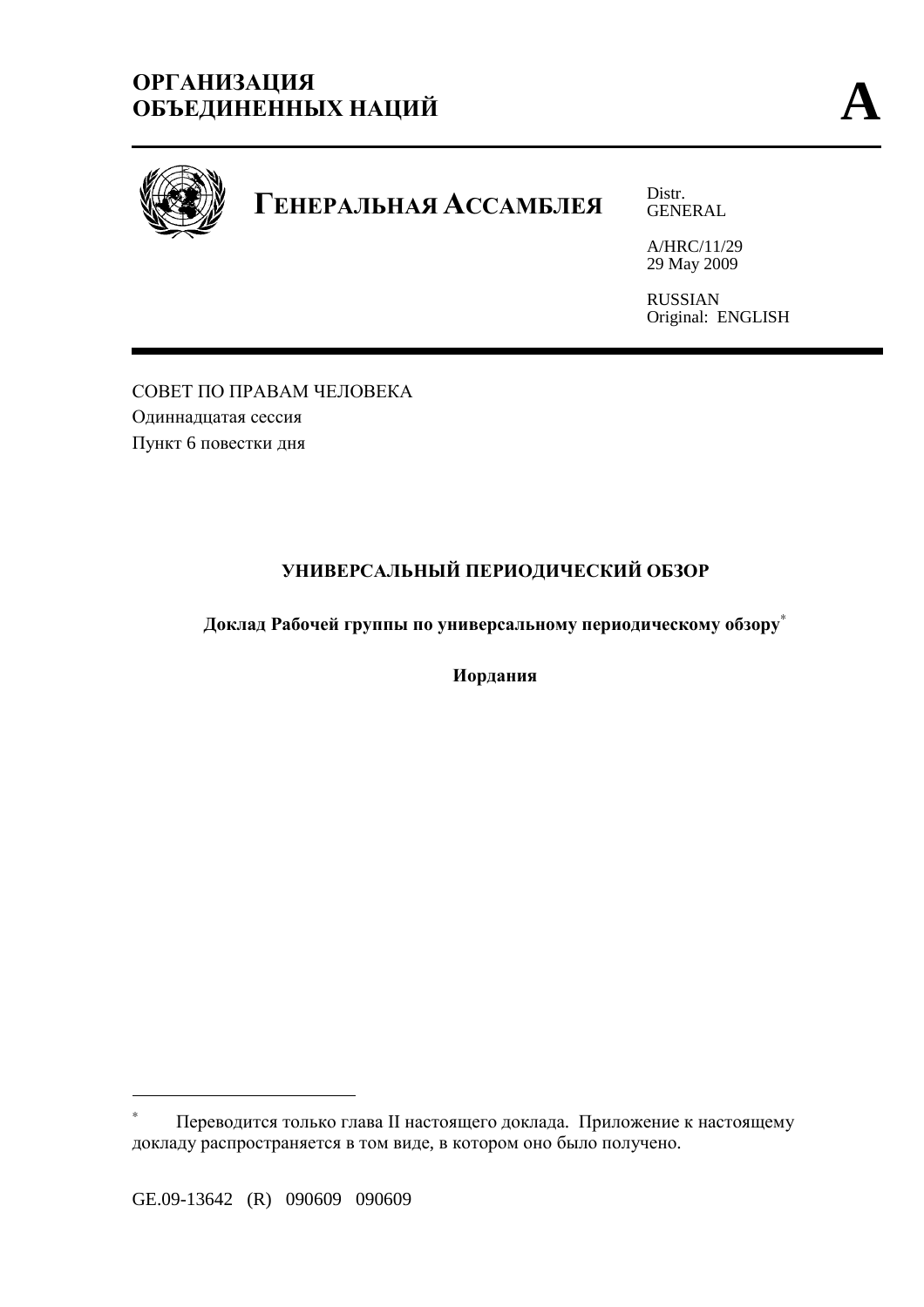**ОРГАНИЗАЦИЯ ОБЪЕДИНЕННЫХ НАЦИЙ** **A**

# ГЕНЕРАЛЬНАЯ АССАМБЛЕЯ

Distr.
GENERAL

A/HRC/11/29
29 May 2009

RUSSIAN
Original: ENGLISH

СОВЕТ ПО ПРАВАМ ЧЕЛОВЕКА
Одиннадцатая сессия
Пункт 6 повестки дня

## УНИВЕРСАЛЬНЫЙ ПЕРИОДИЧЕСКИЙ ОБЗОР

### Доклад Рабочей группы по универсальному периодическому обзору*

### Иордания

---

\* Переводится только глава II настоящего доклада. Приложение к настоящему докладу распространяется в том виде, в котором оно было получено.

GE.09-13642 (R) 090609 090609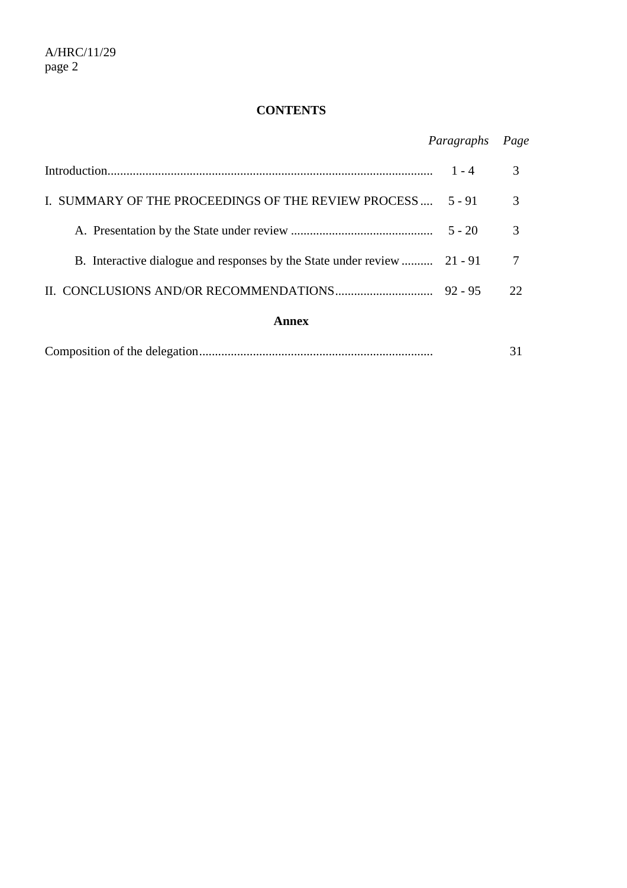**CONTENTS**

| | *Paragraphs* | *Page* |
|---|---|---|
| Introduction | 1 - 4 | 3 |
| I. SUMMARY OF THE PROCEEDINGS OF THE REVIEW PROCESS | 5 - 91 | 3 |
| A. Presentation by the State under review | 5 - 20 | 3 |
| B. Interactive dialogue and responses by the State under review | 21 - 91 | 7 |
| II. CONCLUSIONS AND/OR RECOMMENDATIONS | 92 - 95 | 22 |

**Annex**

| | | |
|---|---|---|
| Composition of the delegation | | 31 |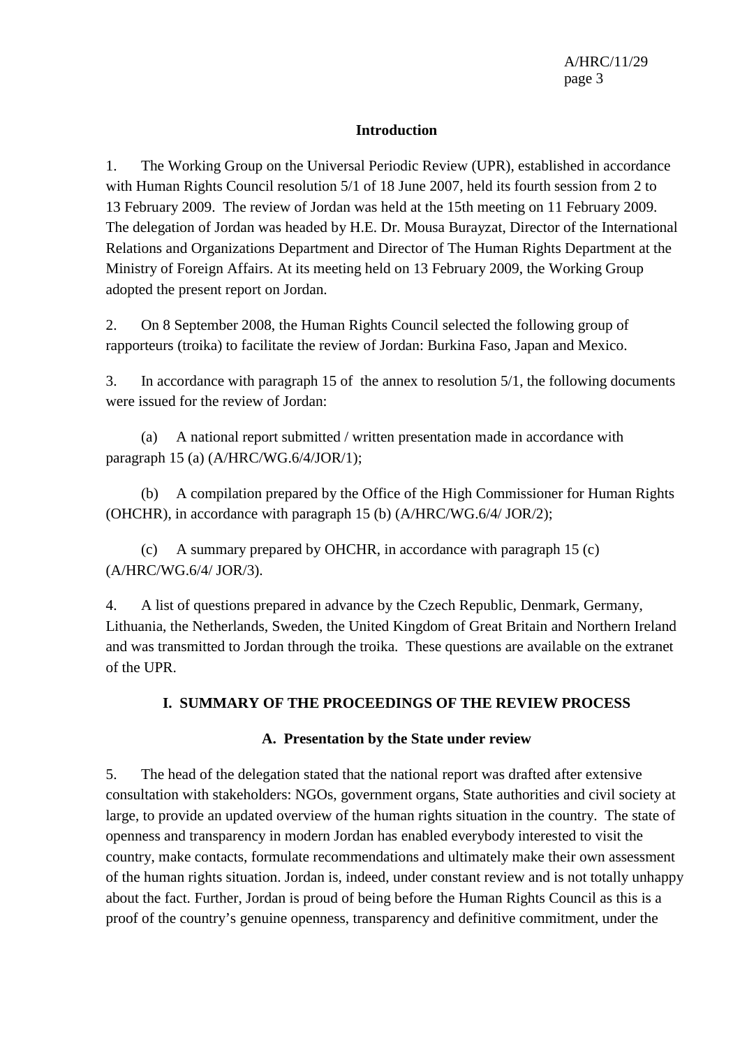## Introduction

1. The Working Group on the Universal Periodic Review (UPR), established in accordance with Human Rights Council resolution 5/1 of 18 June 2007, held its fourth session from 2 to 13 February 2009. The review of Jordan was held at the 15th meeting on 11 February 2009. The delegation of Jordan was headed by H.E. Dr. Mousa Burayzat, Director of the International Relations and Organizations Department and Director of The Human Rights Department at the Ministry of Foreign Affairs. At its meeting held on 13 February 2009, the Working Group adopted the present report on Jordan.

2. On 8 September 2008, the Human Rights Council selected the following group of rapporteurs (troika) to facilitate the review of Jordan: Burkina Faso, Japan and Mexico.

3. In accordance with paragraph 15 of the annex to resolution 5/1, the following documents were issued for the review of Jordan:

(a) A national report submitted / written presentation made in accordance with paragraph 15 (a) (A/HRC/WG.6/4/JOR/1);

(b) A compilation prepared by the Office of the High Commissioner for Human Rights (OHCHR), in accordance with paragraph 15 (b) (A/HRC/WG.6/4/ JOR/2);

(c) A summary prepared by OHCHR, in accordance with paragraph 15 (c) (A/HRC/WG.6/4/ JOR/3).

4. A list of questions prepared in advance by the Czech Republic, Denmark, Germany, Lithuania, the Netherlands, Sweden, the United Kingdom of Great Britain and Northern Ireland and was transmitted to Jordan through the troika. These questions are available on the extranet of the UPR.

## I. SUMMARY OF THE PROCEEDINGS OF THE REVIEW PROCESS

### A. Presentation by the State under review

5. The head of the delegation stated that the national report was drafted after extensive consultation with stakeholders: NGOs, government organs, State authorities and civil society at large, to provide an updated overview of the human rights situation in the country. The state of openness and transparency in modern Jordan has enabled everybody interested to visit the country, make contacts, formulate recommendations and ultimately make their own assessment of the human rights situation. Jordan is, indeed, under constant review and is not totally unhappy about the fact. Further, Jordan is proud of being before the Human Rights Council as this is a proof of the country's genuine openness, transparency and definitive commitment, under the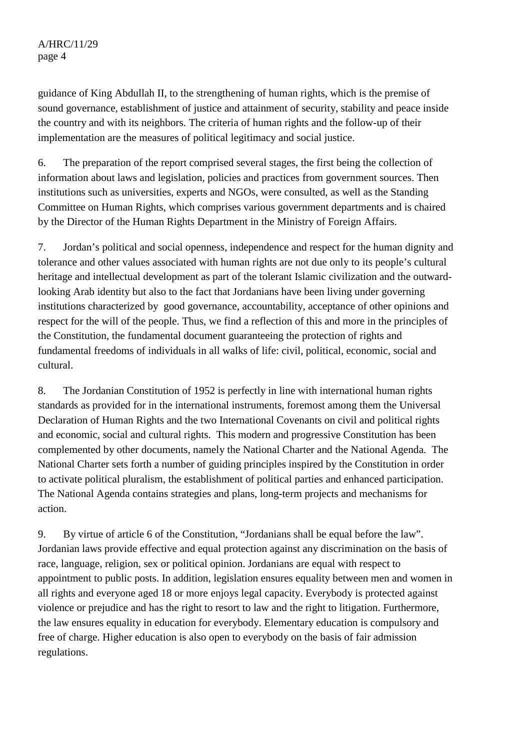guidance of King Abdullah II, to the strengthening of human rights, which is the premise of sound governance, establishment of justice and attainment of security, stability and peace inside the country and with its neighbors. The criteria of human rights and the follow-up of their implementation are the measures of political legitimacy and social justice.

6. The preparation of the report comprised several stages, the first being the collection of information about laws and legislation, policies and practices from government sources. Then institutions such as universities, experts and NGOs, were consulted, as well as the Standing Committee on Human Rights, which comprises various government departments and is chaired by the Director of the Human Rights Department in the Ministry of Foreign Affairs.

7. Jordan's political and social openness, independence and respect for the human dignity and tolerance and other values associated with human rights are not due only to its people's cultural heritage and intellectual development as part of the tolerant Islamic civilization and the outward-looking Arab identity but also to the fact that Jordanians have been living under governing institutions characterized by good governance, accountability, acceptance of other opinions and respect for the will of the people. Thus, we find a reflection of this and more in the principles of the Constitution, the fundamental document guaranteeing the protection of rights and fundamental freedoms of individuals in all walks of life: civil, political, economic, social and cultural.

8. The Jordanian Constitution of 1952 is perfectly in line with international human rights standards as provided for in the international instruments, foremost among them the Universal Declaration of Human Rights and the two International Covenants on civil and political rights and economic, social and cultural rights. This modern and progressive Constitution has been complemented by other documents, namely the National Charter and the National Agenda. The National Charter sets forth a number of guiding principles inspired by the Constitution in order to activate political pluralism, the establishment of political parties and enhanced participation. The National Agenda contains strategies and plans, long-term projects and mechanisms for action.

9. By virtue of article 6 of the Constitution, "Jordanians shall be equal before the law". Jordanian laws provide effective and equal protection against any discrimination on the basis of race, language, religion, sex or political opinion. Jordanians are equal with respect to appointment to public posts. In addition, legislation ensures equality between men and women in all rights and everyone aged 18 or more enjoys legal capacity. Everybody is protected against violence or prejudice and has the right to resort to law and the right to litigation. Furthermore, the law ensures equality in education for everybody. Elementary education is compulsory and free of charge. Higher education is also open to everybody on the basis of fair admission regulations.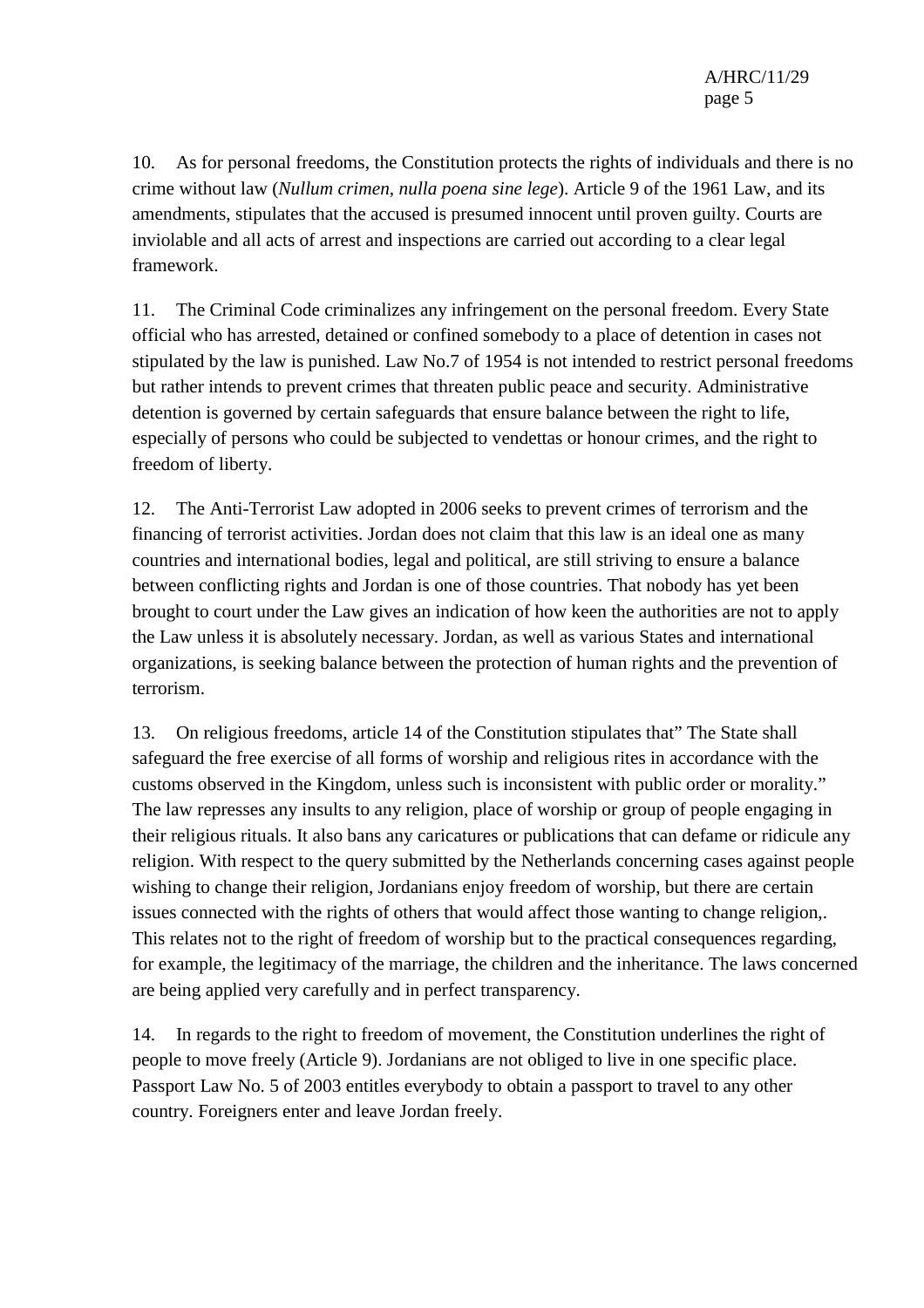10. As for personal freedoms, the Constitution protects the rights of individuals and there is no crime without law (*Nullum crimen, nulla poena sine lege*). Article 9 of the 1961 Law, and its amendments, stipulates that the accused is presumed innocent until proven guilty. Courts are inviolable and all acts of arrest and inspections are carried out according to a clear legal framework.

11. The Criminal Code criminalizes any infringement on the personal freedom. Every State official who has arrested, detained or confined somebody to a place of detention in cases not stipulated by the law is punished. Law No.7 of 1954 is not intended to restrict personal freedoms but rather intends to prevent crimes that threaten public peace and security. Administrative detention is governed by certain safeguards that ensure balance between the right to life, especially of persons who could be subjected to vendettas or honour crimes, and the right to freedom of liberty.

12. The Anti-Terrorist Law adopted in 2006 seeks to prevent crimes of terrorism and the financing of terrorist activities. Jordan does not claim that this law is an ideal one as many countries and international bodies, legal and political, are still striving to ensure a balance between conflicting rights and Jordan is one of those countries. That nobody has yet been brought to court under the Law gives an indication of how keen the authorities are not to apply the Law unless it is absolutely necessary. Jordan, as well as various States and international organizations, is seeking balance between the protection of human rights and the prevention of terrorism.

13. On religious freedoms, article 14 of the Constitution stipulates that" The State shall safeguard the free exercise of all forms of worship and religious rites in accordance with the customs observed in the Kingdom, unless such is inconsistent with public order or morality." The law represses any insults to any religion, place of worship or group of people engaging in their religious rituals. It also bans any caricatures or publications that can defame or ridicule any religion. With respect to the query submitted by the Netherlands concerning cases against people wishing to change their religion, Jordanians enjoy freedom of worship, but there are certain issues connected with the rights of others that would affect those wanting to change religion,. This relates not to the right of freedom of worship but to the practical consequences regarding, for example, the legitimacy of the marriage, the children and the inheritance. The laws concerned are being applied very carefully and in perfect transparency.

14. In regards to the right to freedom of movement, the Constitution underlines the right of people to move freely (Article 9). Jordanians are not obliged to live in one specific place. Passport Law No. 5 of 2003 entitles everybody to obtain a passport to travel to any other country. Foreigners enter and leave Jordan freely.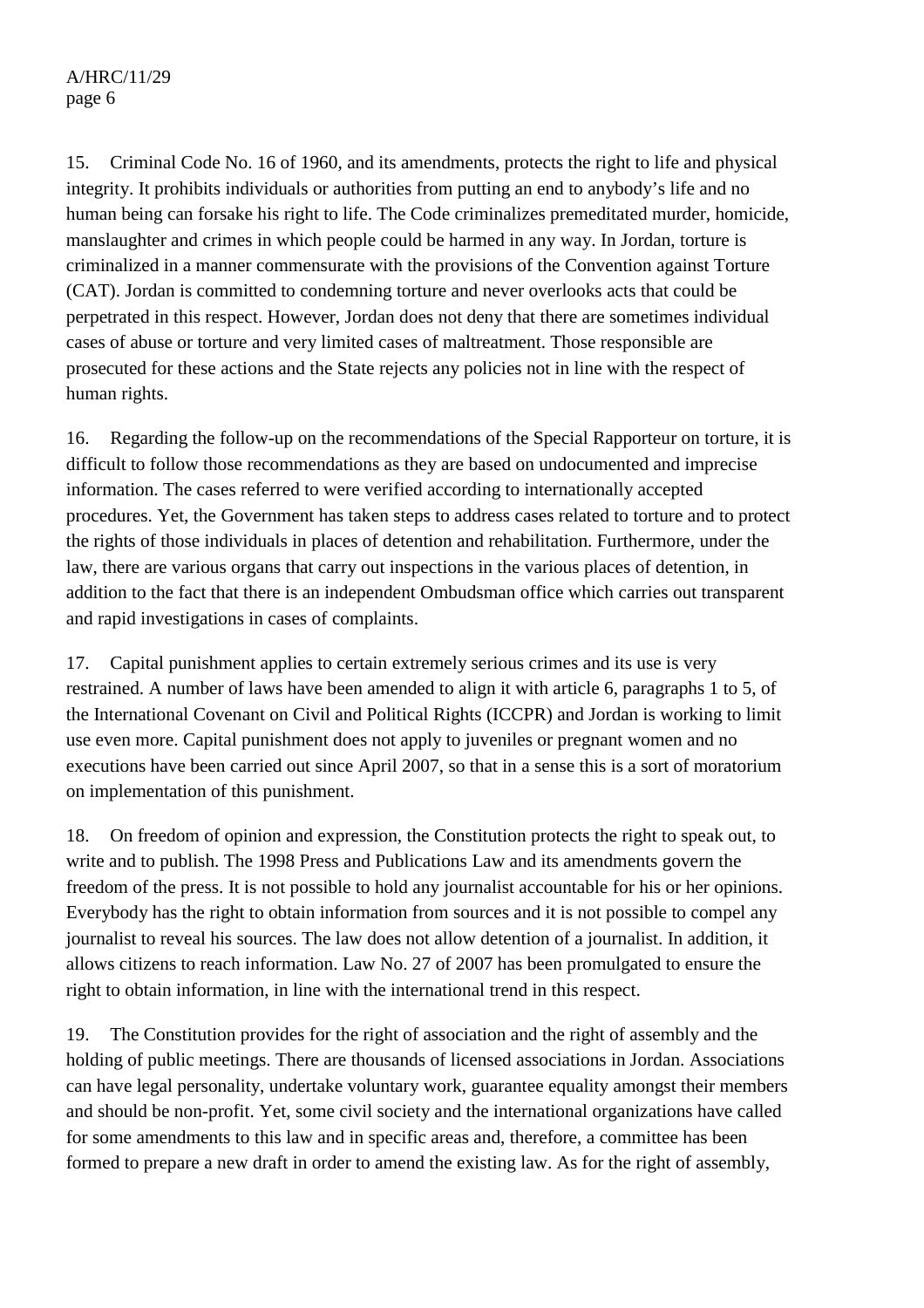15. Criminal Code No. 16 of 1960, and its amendments, protects the right to life and physical integrity. It prohibits individuals or authorities from putting an end to anybody's life and no human being can forsake his right to life. The Code criminalizes premeditated murder, homicide, manslaughter and crimes in which people could be harmed in any way. In Jordan, torture is criminalized in a manner commensurate with the provisions of the Convention against Torture (CAT). Jordan is committed to condemning torture and never overlooks acts that could be perpetrated in this respect. However, Jordan does not deny that there are sometimes individual cases of abuse or torture and very limited cases of maltreatment. Those responsible are prosecuted for these actions and the State rejects any policies not in line with the respect of human rights.

16. Regarding the follow-up on the recommendations of the Special Rapporteur on torture, it is difficult to follow those recommendations as they are based on undocumented and imprecise information. The cases referred to were verified according to internationally accepted procedures. Yet, the Government has taken steps to address cases related to torture and to protect the rights of those individuals in places of detention and rehabilitation. Furthermore, under the law, there are various organs that carry out inspections in the various places of detention, in addition to the fact that there is an independent Ombudsman office which carries out transparent and rapid investigations in cases of complaints.

17. Capital punishment applies to certain extremely serious crimes and its use is very restrained. A number of laws have been amended to align it with article 6, paragraphs 1 to 5, of the International Covenant on Civil and Political Rights (ICCPR) and Jordan is working to limit use even more. Capital punishment does not apply to juveniles or pregnant women and no executions have been carried out since April 2007, so that in a sense this is a sort of moratorium on implementation of this punishment.

18. On freedom of opinion and expression, the Constitution protects the right to speak out, to write and to publish. The 1998 Press and Publications Law and its amendments govern the freedom of the press. It is not possible to hold any journalist accountable for his or her opinions. Everybody has the right to obtain information from sources and it is not possible to compel any journalist to reveal his sources. The law does not allow detention of a journalist. In addition, it allows citizens to reach information. Law No. 27 of 2007 has been promulgated to ensure the right to obtain information, in line with the international trend in this respect.

19. The Constitution provides for the right of association and the right of assembly and the holding of public meetings. There are thousands of licensed associations in Jordan. Associations can have legal personality, undertake voluntary work, guarantee equality amongst their members and should be non-profit. Yet, some civil society and the international organizations have called for some amendments to this law and in specific areas and, therefore, a committee has been formed to prepare a new draft in order to amend the existing law. As for the right of assembly,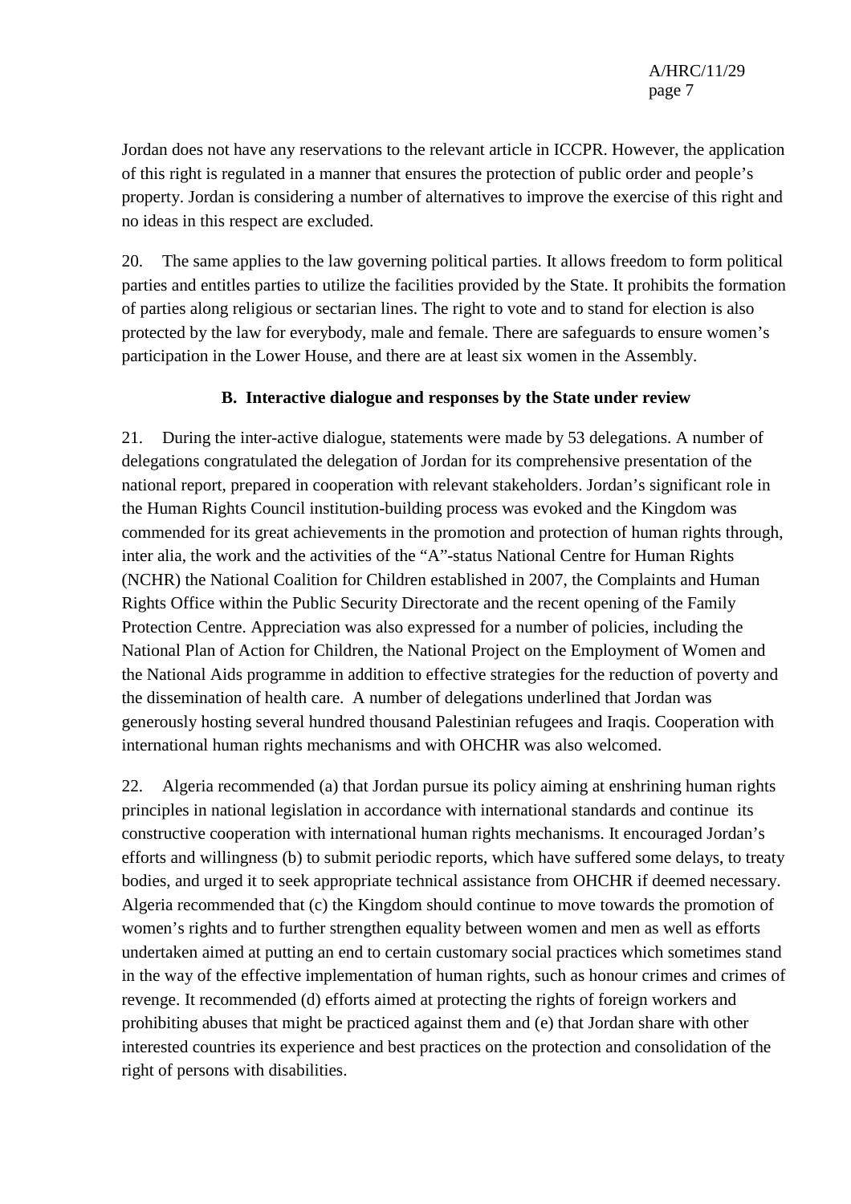Jordan does not have any reservations to the relevant article in ICCPR. However, the application of this right is regulated in a manner that ensures the protection of public order and people's property. Jordan is considering a number of alternatives to improve the exercise of this right and no ideas in this respect are excluded.

20. The same applies to the law governing political parties. It allows freedom to form political parties and entitles parties to utilize the facilities provided by the State. It prohibits the formation of parties along religious or sectarian lines. The right to vote and to stand for election is also protected by the law for everybody, male and female. There are safeguards to ensure women's participation in the Lower House, and there are at least six women in the Assembly.

### B. Interactive dialogue and responses by the State under review

21. During the inter-active dialogue, statements were made by 53 delegations. A number of delegations congratulated the delegation of Jordan for its comprehensive presentation of the national report, prepared in cooperation with relevant stakeholders. Jordan's significant role in the Human Rights Council institution-building process was evoked and the Kingdom was commended for its great achievements in the promotion and protection of human rights through, inter alia, the work and the activities of the "A"-status National Centre for Human Rights (NCHR) the National Coalition for Children established in 2007, the Complaints and Human Rights Office within the Public Security Directorate and the recent opening of the Family Protection Centre. Appreciation was also expressed for a number of policies, including the National Plan of Action for Children, the National Project on the Employment of Women and the National Aids programme in addition to effective strategies for the reduction of poverty and the dissemination of health care. A number of delegations underlined that Jordan was generously hosting several hundred thousand Palestinian refugees and Iraqis. Cooperation with international human rights mechanisms and with OHCHR was also welcomed.

22. Algeria recommended (a) that Jordan pursue its policy aiming at enshrining human rights principles in national legislation in accordance with international standards and continue its constructive cooperation with international human rights mechanisms. It encouraged Jordan's efforts and willingness (b) to submit periodic reports, which have suffered some delays, to treaty bodies, and urged it to seek appropriate technical assistance from OHCHR if deemed necessary. Algeria recommended that (c) the Kingdom should continue to move towards the promotion of women's rights and to further strengthen equality between women and men as well as efforts undertaken aimed at putting an end to certain customary social practices which sometimes stand in the way of the effective implementation of human rights, such as honour crimes and crimes of revenge. It recommended (d) efforts aimed at protecting the rights of foreign workers and prohibiting abuses that might be practiced against them and (e) that Jordan share with other interested countries its experience and best practices on the protection and consolidation of the right of persons with disabilities.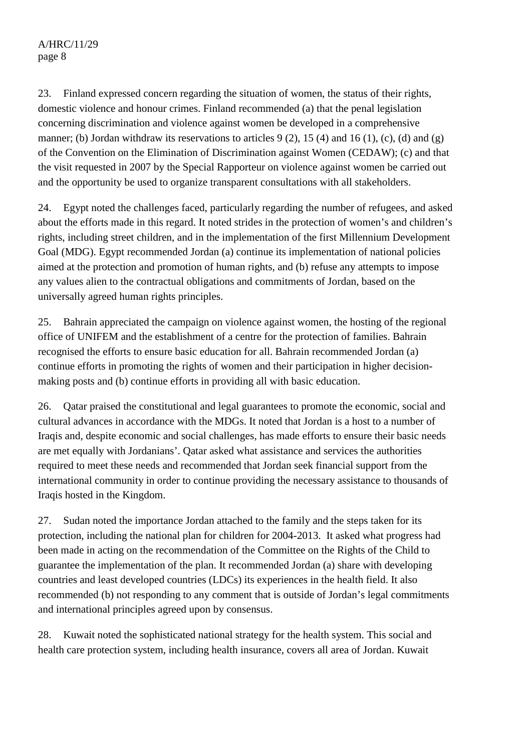23. Finland expressed concern regarding the situation of women, the status of their rights, domestic violence and honour crimes. Finland recommended (a) that the penal legislation concerning discrimination and violence against women be developed in a comprehensive manner; (b) Jordan withdraw its reservations to articles 9 (2), 15 (4) and 16 (1), (c), (d) and (g) of the Convention on the Elimination of Discrimination against Women (CEDAW); (c) and that the visit requested in 2007 by the Special Rapporteur on violence against women be carried out and the opportunity be used to organize transparent consultations with all stakeholders.

24. Egypt noted the challenges faced, particularly regarding the number of refugees, and asked about the efforts made in this regard. It noted strides in the protection of women's and children's rights, including street children, and in the implementation of the first Millennium Development Goal (MDG). Egypt recommended Jordan (a) continue its implementation of national policies aimed at the protection and promotion of human rights, and (b) refuse any attempts to impose any values alien to the contractual obligations and commitments of Jordan, based on the universally agreed human rights principles.

25. Bahrain appreciated the campaign on violence against women, the hosting of the regional office of UNIFEM and the establishment of a centre for the protection of families. Bahrain recognised the efforts to ensure basic education for all. Bahrain recommended Jordan (a) continue efforts in promoting the rights of women and their participation in higher decision-making posts and (b) continue efforts in providing all with basic education.

26. Qatar praised the constitutional and legal guarantees to promote the economic, social and cultural advances in accordance with the MDGs. It noted that Jordan is a host to a number of Iraqis and, despite economic and social challenges, has made efforts to ensure their basic needs are met equally with Jordanians'. Qatar asked what assistance and services the authorities required to meet these needs and recommended that Jordan seek financial support from the international community in order to continue providing the necessary assistance to thousands of Iraqis hosted in the Kingdom.

27. Sudan noted the importance Jordan attached to the family and the steps taken for its protection, including the national plan for children for 2004-2013. It asked what progress had been made in acting on the recommendation of the Committee on the Rights of the Child to guarantee the implementation of the plan. It recommended Jordan (a) share with developing countries and least developed countries (LDCs) its experiences in the health field. It also recommended (b) not responding to any comment that is outside of Jordan's legal commitments and international principles agreed upon by consensus.

28. Kuwait noted the sophisticated national strategy for the health system. This social and health care protection system, including health insurance, covers all area of Jordan. Kuwait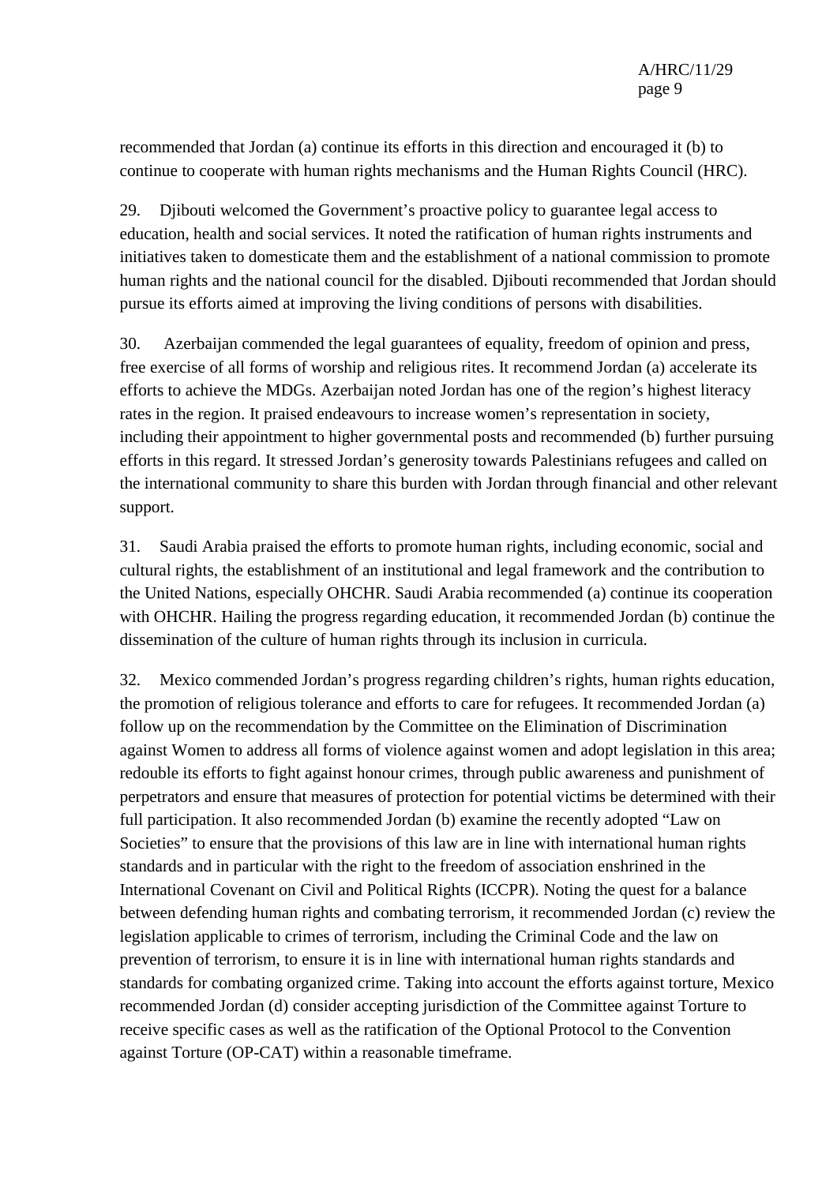recommended that Jordan (a) continue its efforts in this direction and encouraged it (b) to continue to cooperate with human rights mechanisms and the Human Rights Council (HRC).

29. Djibouti welcomed the Government's proactive policy to guarantee legal access to education, health and social services. It noted the ratification of human rights instruments and initiatives taken to domesticate them and the establishment of a national commission to promote human rights and the national council for the disabled. Djibouti recommended that Jordan should pursue its efforts aimed at improving the living conditions of persons with disabilities.

30. Azerbaijan commended the legal guarantees of equality, freedom of opinion and press, free exercise of all forms of worship and religious rites. It recommend Jordan (a) accelerate its efforts to achieve the MDGs. Azerbaijan noted Jordan has one of the region's highest literacy rates in the region. It praised endeavours to increase women's representation in society, including their appointment to higher governmental posts and recommended (b) further pursuing efforts in this regard. It stressed Jordan's generosity towards Palestinians refugees and called on the international community to share this burden with Jordan through financial and other relevant support.

31. Saudi Arabia praised the efforts to promote human rights, including economic, social and cultural rights, the establishment of an institutional and legal framework and the contribution to the United Nations, especially OHCHR. Saudi Arabia recommended (a) continue its cooperation with OHCHR. Hailing the progress regarding education, it recommended Jordan (b) continue the dissemination of the culture of human rights through its inclusion in curricula.

32. Mexico commended Jordan's progress regarding children's rights, human rights education, the promotion of religious tolerance and efforts to care for refugees. It recommended Jordan (a) follow up on the recommendation by the Committee on the Elimination of Discrimination against Women to address all forms of violence against women and adopt legislation in this area; redouble its efforts to fight against honour crimes, through public awareness and punishment of perpetrators and ensure that measures of protection for potential victims be determined with their full participation. It also recommended Jordan (b) examine the recently adopted "Law on Societies" to ensure that the provisions of this law are in line with international human rights standards and in particular with the right to the freedom of association enshrined in the International Covenant on Civil and Political Rights (ICCPR). Noting the quest for a balance between defending human rights and combating terrorism, it recommended Jordan (c) review the legislation applicable to crimes of terrorism, including the Criminal Code and the law on prevention of terrorism, to ensure it is in line with international human rights standards and standards for combating organized crime. Taking into account the efforts against torture, Mexico recommended Jordan (d) consider accepting jurisdiction of the Committee against Torture to receive specific cases as well as the ratification of the Optional Protocol to the Convention against Torture (OP-CAT) within a reasonable timeframe.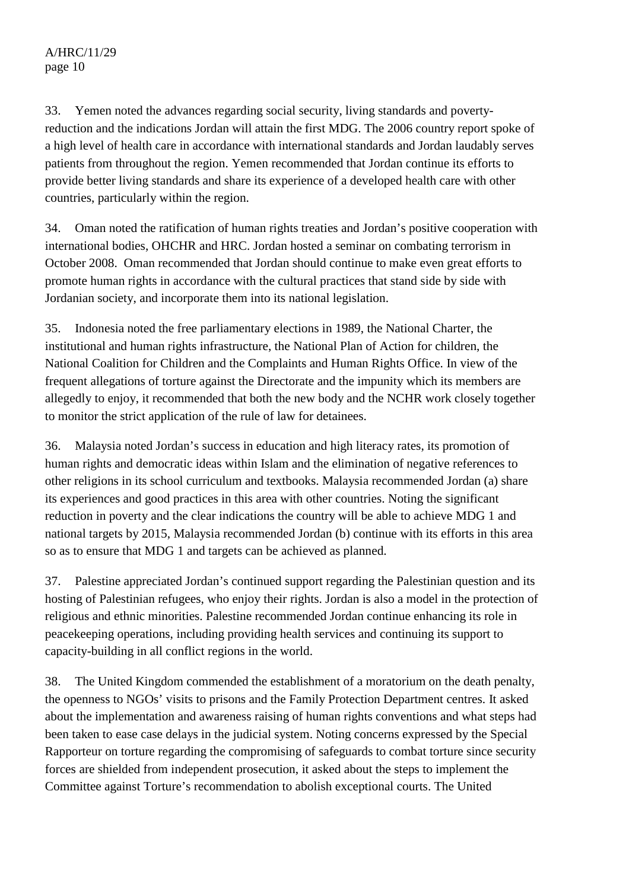33. Yemen noted the advances regarding social security, living standards and poverty-reduction and the indications Jordan will attain the first MDG. The 2006 country report spoke of a high level of health care in accordance with international standards and Jordan laudably serves patients from throughout the region. Yemen recommended that Jordan continue its efforts to provide better living standards and share its experience of a developed health care with other countries, particularly within the region.

34. Oman noted the ratification of human rights treaties and Jordan's positive cooperation with international bodies, OHCHR and HRC. Jordan hosted a seminar on combating terrorism in October 2008. Oman recommended that Jordan should continue to make even great efforts to promote human rights in accordance with the cultural practices that stand side by side with Jordanian society, and incorporate them into its national legislation.

35. Indonesia noted the free parliamentary elections in 1989, the National Charter, the institutional and human rights infrastructure, the National Plan of Action for children, the National Coalition for Children and the Complaints and Human Rights Office. In view of the frequent allegations of torture against the Directorate and the impunity which its members are allegedly to enjoy, it recommended that both the new body and the NCHR work closely together to monitor the strict application of the rule of law for detainees.

36. Malaysia noted Jordan's success in education and high literacy rates, its promotion of human rights and democratic ideas within Islam and the elimination of negative references to other religions in its school curriculum and textbooks. Malaysia recommended Jordan (a) share its experiences and good practices in this area with other countries. Noting the significant reduction in poverty and the clear indications the country will be able to achieve MDG 1 and national targets by 2015, Malaysia recommended Jordan (b) continue with its efforts in this area so as to ensure that MDG 1 and targets can be achieved as planned.

37. Palestine appreciated Jordan's continued support regarding the Palestinian question and its hosting of Palestinian refugees, who enjoy their rights. Jordan is also a model in the protection of religious and ethnic minorities. Palestine recommended Jordan continue enhancing its role in peacekeeping operations, including providing health services and continuing its support to capacity-building in all conflict regions in the world.

38. The United Kingdom commended the establishment of a moratorium on the death penalty, the openness to NGOs' visits to prisons and the Family Protection Department centres. It asked about the implementation and awareness raising of human rights conventions and what steps had been taken to ease case delays in the judicial system. Noting concerns expressed by the Special Rapporteur on torture regarding the compromising of safeguards to combat torture since security forces are shielded from independent prosecution, it asked about the steps to implement the Committee against Torture's recommendation to abolish exceptional courts. The United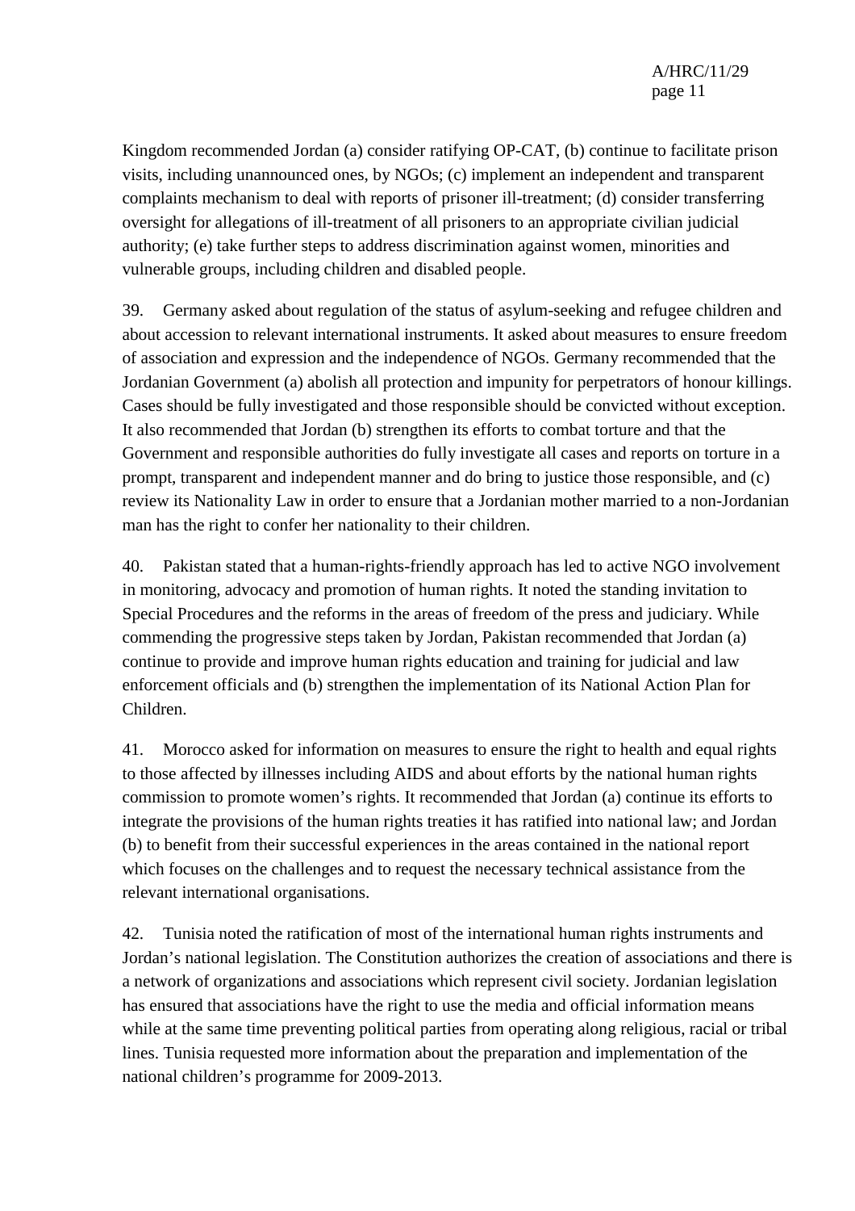Kingdom recommended Jordan (a) consider ratifying OP-CAT, (b) continue to facilitate prison visits, including unannounced ones, by NGOs; (c) implement an independent and transparent complaints mechanism to deal with reports of prisoner ill-treatment; (d) consider transferring oversight for allegations of ill-treatment of all prisoners to an appropriate civilian judicial authority; (e) take further steps to address discrimination against women, minorities and vulnerable groups, including children and disabled people.

39. Germany asked about regulation of the status of asylum-seeking and refugee children and about accession to relevant international instruments. It asked about measures to ensure freedom of association and expression and the independence of NGOs. Germany recommended that the Jordanian Government (a) abolish all protection and impunity for perpetrators of honour killings. Cases should be fully investigated and those responsible should be convicted without exception. It also recommended that Jordan (b) strengthen its efforts to combat torture and that the Government and responsible authorities do fully investigate all cases and reports on torture in a prompt, transparent and independent manner and do bring to justice those responsible, and (c) review its Nationality Law in order to ensure that a Jordanian mother married to a non-Jordanian man has the right to confer her nationality to their children.

40. Pakistan stated that a human-rights-friendly approach has led to active NGO involvement in monitoring, advocacy and promotion of human rights. It noted the standing invitation to Special Procedures and the reforms in the areas of freedom of the press and judiciary. While commending the progressive steps taken by Jordan, Pakistan recommended that Jordan (a) continue to provide and improve human rights education and training for judicial and law enforcement officials and (b) strengthen the implementation of its National Action Plan for Children.

41. Morocco asked for information on measures to ensure the right to health and equal rights to those affected by illnesses including AIDS and about efforts by the national human rights commission to promote women's rights. It recommended that Jordan (a) continue its efforts to integrate the provisions of the human rights treaties it has ratified into national law; and Jordan (b) to benefit from their successful experiences in the areas contained in the national report which focuses on the challenges and to request the necessary technical assistance from the relevant international organisations.

42. Tunisia noted the ratification of most of the international human rights instruments and Jordan's national legislation. The Constitution authorizes the creation of associations and there is a network of organizations and associations which represent civil society. Jordanian legislation has ensured that associations have the right to use the media and official information means while at the same time preventing political parties from operating along religious, racial or tribal lines. Tunisia requested more information about the preparation and implementation of the national children's programme for 2009-2013.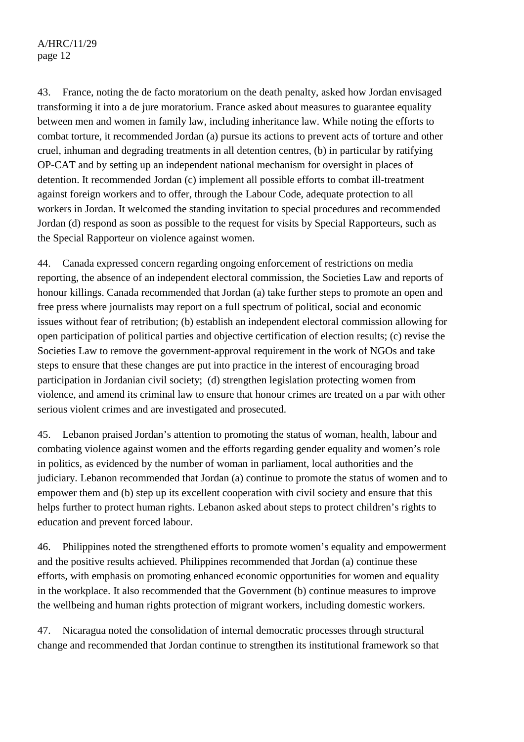43. France, noting the de facto moratorium on the death penalty, asked how Jordan envisaged transforming it into a de jure moratorium. France asked about measures to guarantee equality between men and women in family law, including inheritance law. While noting the efforts to combat torture, it recommended Jordan (a) pursue its actions to prevent acts of torture and other cruel, inhuman and degrading treatments in all detention centres, (b) in particular by ratifying OP-CAT and by setting up an independent national mechanism for oversight in places of detention. It recommended Jordan (c) implement all possible efforts to combat ill-treatment against foreign workers and to offer, through the Labour Code, adequate protection to all workers in Jordan. It welcomed the standing invitation to special procedures and recommended Jordan (d) respond as soon as possible to the request for visits by Special Rapporteurs, such as the Special Rapporteur on violence against women.

44. Canada expressed concern regarding ongoing enforcement of restrictions on media reporting, the absence of an independent electoral commission, the Societies Law and reports of honour killings. Canada recommended that Jordan (a) take further steps to promote an open and free press where journalists may report on a full spectrum of political, social and economic issues without fear of retribution; (b) establish an independent electoral commission allowing for open participation of political parties and objective certification of election results; (c) revise the Societies Law to remove the government-approval requirement in the work of NGOs and take steps to ensure that these changes are put into practice in the interest of encouraging broad participation in Jordanian civil society; (d) strengthen legislation protecting women from violence, and amend its criminal law to ensure that honour crimes are treated on a par with other serious violent crimes and are investigated and prosecuted.

45. Lebanon praised Jordan's attention to promoting the status of woman, health, labour and combating violence against women and the efforts regarding gender equality and women's role in politics, as evidenced by the number of woman in parliament, local authorities and the judiciary. Lebanon recommended that Jordan (a) continue to promote the status of women and to empower them and (b) step up its excellent cooperation with civil society and ensure that this helps further to protect human rights. Lebanon asked about steps to protect children's rights to education and prevent forced labour.

46. Philippines noted the strengthened efforts to promote women's equality and empowerment and the positive results achieved. Philippines recommended that Jordan (a) continue these efforts, with emphasis on promoting enhanced economic opportunities for women and equality in the workplace. It also recommended that the Government (b) continue measures to improve the wellbeing and human rights protection of migrant workers, including domestic workers.

47. Nicaragua noted the consolidation of internal democratic processes through structural change and recommended that Jordan continue to strengthen its institutional framework so that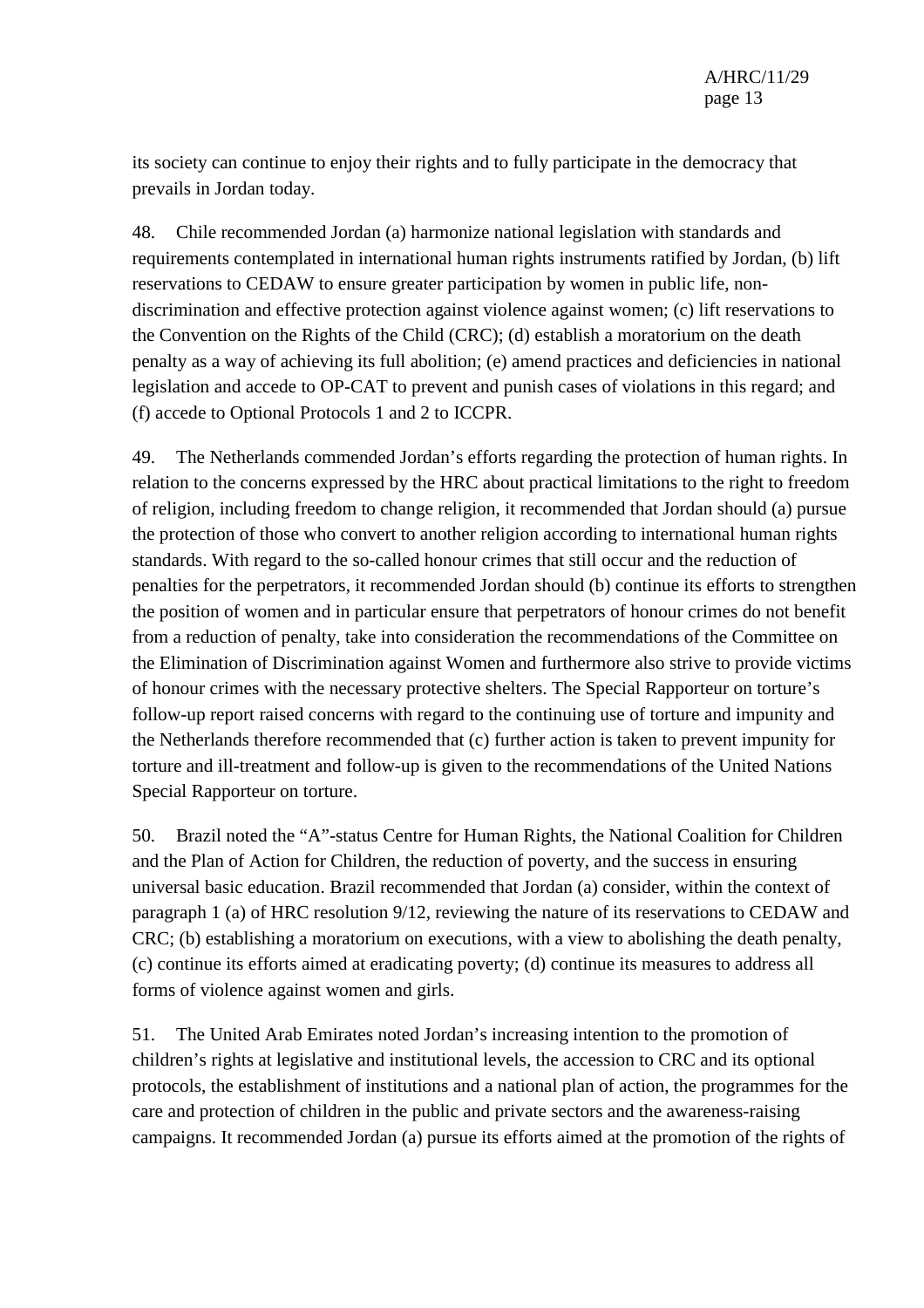its society can continue to enjoy their rights and to fully participate in the democracy that prevails in Jordan today.

48. Chile recommended Jordan (a) harmonize national legislation with standards and requirements contemplated in international human rights instruments ratified by Jordan, (b) lift reservations to CEDAW to ensure greater participation by women in public life, non-discrimination and effective protection against violence against women; (c) lift reservations to the Convention on the Rights of the Child (CRC); (d) establish a moratorium on the death penalty as a way of achieving its full abolition; (e) amend practices and deficiencies in national legislation and accede to OP-CAT to prevent and punish cases of violations in this regard; and (f) accede to Optional Protocols 1 and 2 to ICCPR.

49. The Netherlands commended Jordan's efforts regarding the protection of human rights. In relation to the concerns expressed by the HRC about practical limitations to the right to freedom of religion, including freedom to change religion, it recommended that Jordan should (a) pursue the protection of those who convert to another religion according to international human rights standards. With regard to the so-called honour crimes that still occur and the reduction of penalties for the perpetrators, it recommended Jordan should (b) continue its efforts to strengthen the position of women and in particular ensure that perpetrators of honour crimes do not benefit from a reduction of penalty, take into consideration the recommendations of the Committee on the Elimination of Discrimination against Women and furthermore also strive to provide victims of honour crimes with the necessary protective shelters. The Special Rapporteur on torture's follow-up report raised concerns with regard to the continuing use of torture and impunity and the Netherlands therefore recommended that (c) further action is taken to prevent impunity for torture and ill-treatment and follow-up is given to the recommendations of the United Nations Special Rapporteur on torture.

50. Brazil noted the "A"-status Centre for Human Rights, the National Coalition for Children and the Plan of Action for Children, the reduction of poverty, and the success in ensuring universal basic education. Brazil recommended that Jordan (a) consider, within the context of paragraph 1 (a) of HRC resolution 9/12, reviewing the nature of its reservations to CEDAW and CRC; (b) establishing a moratorium on executions, with a view to abolishing the death penalty, (c) continue its efforts aimed at eradicating poverty; (d) continue its measures to address all forms of violence against women and girls.

51. The United Arab Emirates noted Jordan's increasing intention to the promotion of children's rights at legislative and institutional levels, the accession to CRC and its optional protocols, the establishment of institutions and a national plan of action, the programmes for the care and protection of children in the public and private sectors and the awareness-raising campaigns. It recommended Jordan (a) pursue its efforts aimed at the promotion of the rights of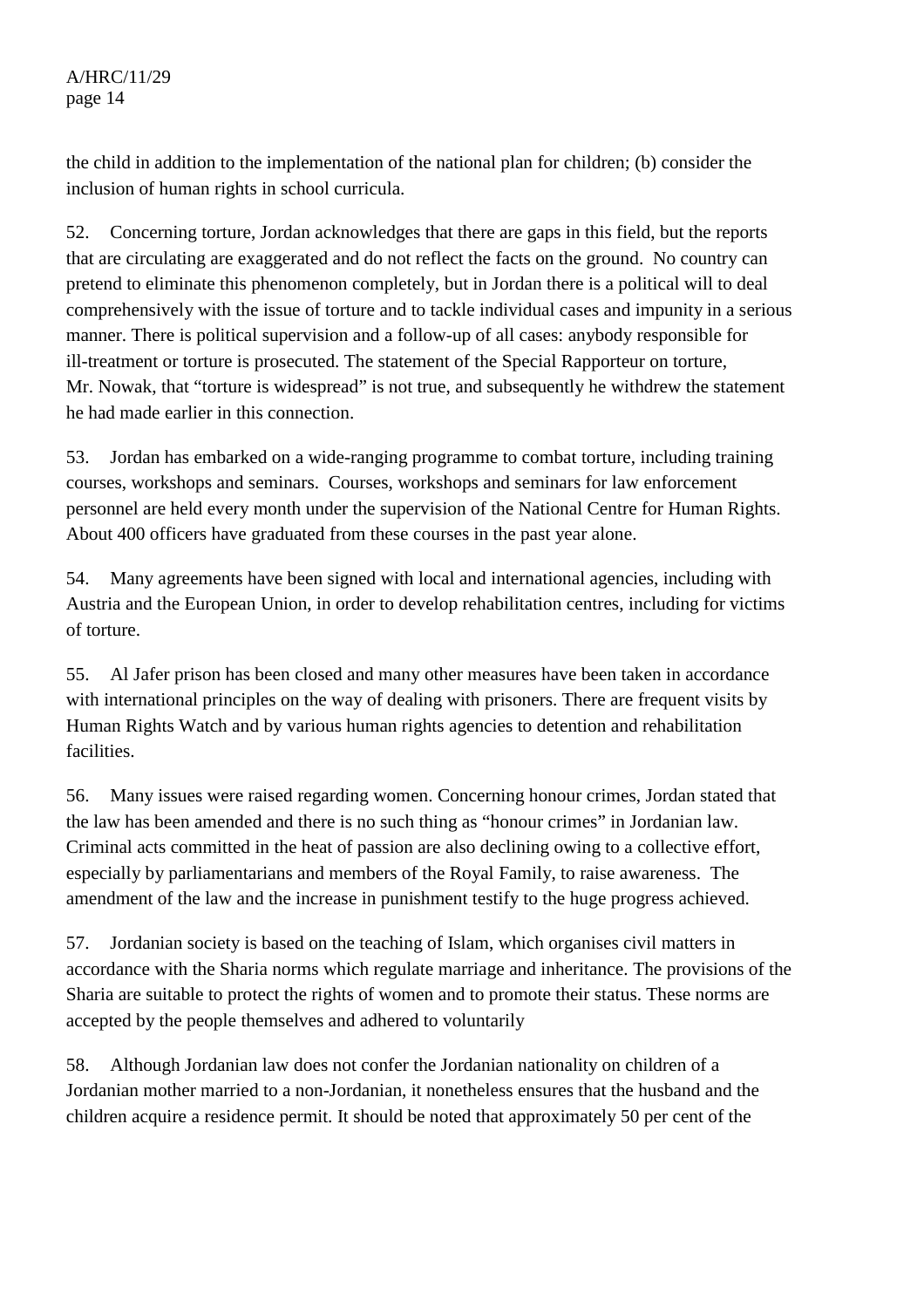the child in addition to the implementation of the national plan for children; (b) consider the inclusion of human rights in school curricula.

52. Concerning torture, Jordan acknowledges that there are gaps in this field, but the reports that are circulating are exaggerated and do not reflect the facts on the ground. No country can pretend to eliminate this phenomenon completely, but in Jordan there is a political will to deal comprehensively with the issue of torture and to tackle individual cases and impunity in a serious manner. There is political supervision and a follow-up of all cases: anybody responsible for ill-treatment or torture is prosecuted. The statement of the Special Rapporteur on torture, Mr. Nowak, that "torture is widespread" is not true, and subsequently he withdrew the statement he had made earlier in this connection.

53. Jordan has embarked on a wide-ranging programme to combat torture, including training courses, workshops and seminars. Courses, workshops and seminars for law enforcement personnel are held every month under the supervision of the National Centre for Human Rights. About 400 officers have graduated from these courses in the past year alone.

54. Many agreements have been signed with local and international agencies, including with Austria and the European Union, in order to develop rehabilitation centres, including for victims of torture.

55. Al Jafer prison has been closed and many other measures have been taken in accordance with international principles on the way of dealing with prisoners. There are frequent visits by Human Rights Watch and by various human rights agencies to detention and rehabilitation facilities.

56. Many issues were raised regarding women. Concerning honour crimes, Jordan stated that the law has been amended and there is no such thing as "honour crimes" in Jordanian law. Criminal acts committed in the heat of passion are also declining owing to a collective effort, especially by parliamentarians and members of the Royal Family, to raise awareness. The amendment of the law and the increase in punishment testify to the huge progress achieved.

57. Jordanian society is based on the teaching of Islam, which organises civil matters in accordance with the Sharia norms which regulate marriage and inheritance. The provisions of the Sharia are suitable to protect the rights of women and to promote their status. These norms are accepted by the people themselves and adhered to voluntarily

58. Although Jordanian law does not confer the Jordanian nationality on children of a Jordanian mother married to a non-Jordanian, it nonetheless ensures that the husband and the children acquire a residence permit. It should be noted that approximately 50 per cent of the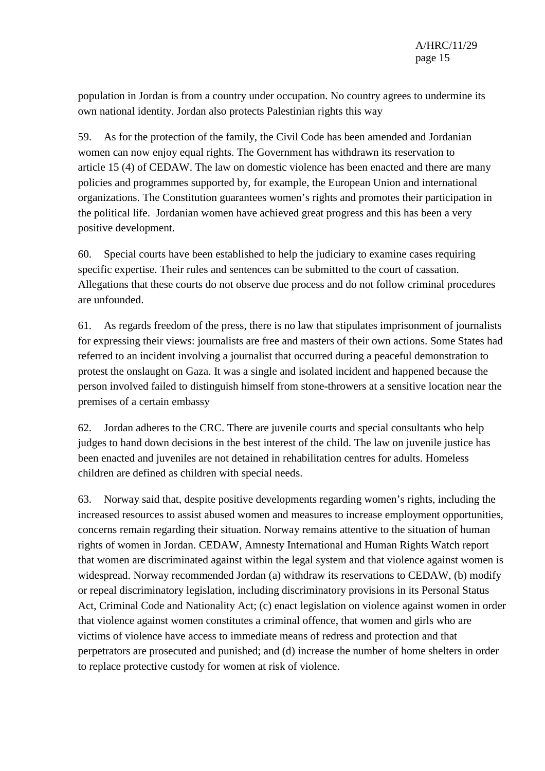population in Jordan is from a country under occupation. No country agrees to undermine its own national identity. Jordan also protects Palestinian rights this way

59. As for the protection of the family, the Civil Code has been amended and Jordanian women can now enjoy equal rights. The Government has withdrawn its reservation to article 15 (4) of CEDAW. The law on domestic violence has been enacted and there are many policies and programmes supported by, for example, the European Union and international organizations. The Constitution guarantees women's rights and promotes their participation in the political life. Jordanian women have achieved great progress and this has been a very positive development.

60. Special courts have been established to help the judiciary to examine cases requiring specific expertise. Their rules and sentences can be submitted to the court of cassation. Allegations that these courts do not observe due process and do not follow criminal procedures are unfounded.

61. As regards freedom of the press, there is no law that stipulates imprisonment of journalists for expressing their views: journalists are free and masters of their own actions. Some States had referred to an incident involving a journalist that occurred during a peaceful demonstration to protest the onslaught on Gaza. It was a single and isolated incident and happened because the person involved failed to distinguish himself from stone-throwers at a sensitive location near the premises of a certain embassy

62. Jordan adheres to the CRC. There are juvenile courts and special consultants who help judges to hand down decisions in the best interest of the child. The law on juvenile justice has been enacted and juveniles are not detained in rehabilitation centres for adults. Homeless children are defined as children with special needs.

63. Norway said that, despite positive developments regarding women's rights, including the increased resources to assist abused women and measures to increase employment opportunities, concerns remain regarding their situation. Norway remains attentive to the situation of human rights of women in Jordan. CEDAW, Amnesty International and Human Rights Watch report that women are discriminated against within the legal system and that violence against women is widespread. Norway recommended Jordan (a) withdraw its reservations to CEDAW, (b) modify or repeal discriminatory legislation, including discriminatory provisions in its Personal Status Act, Criminal Code and Nationality Act; (c) enact legislation on violence against women in order that violence against women constitutes a criminal offence, that women and girls who are victims of violence have access to immediate means of redress and protection and that perpetrators are prosecuted and punished; and (d) increase the number of home shelters in order to replace protective custody for women at risk of violence.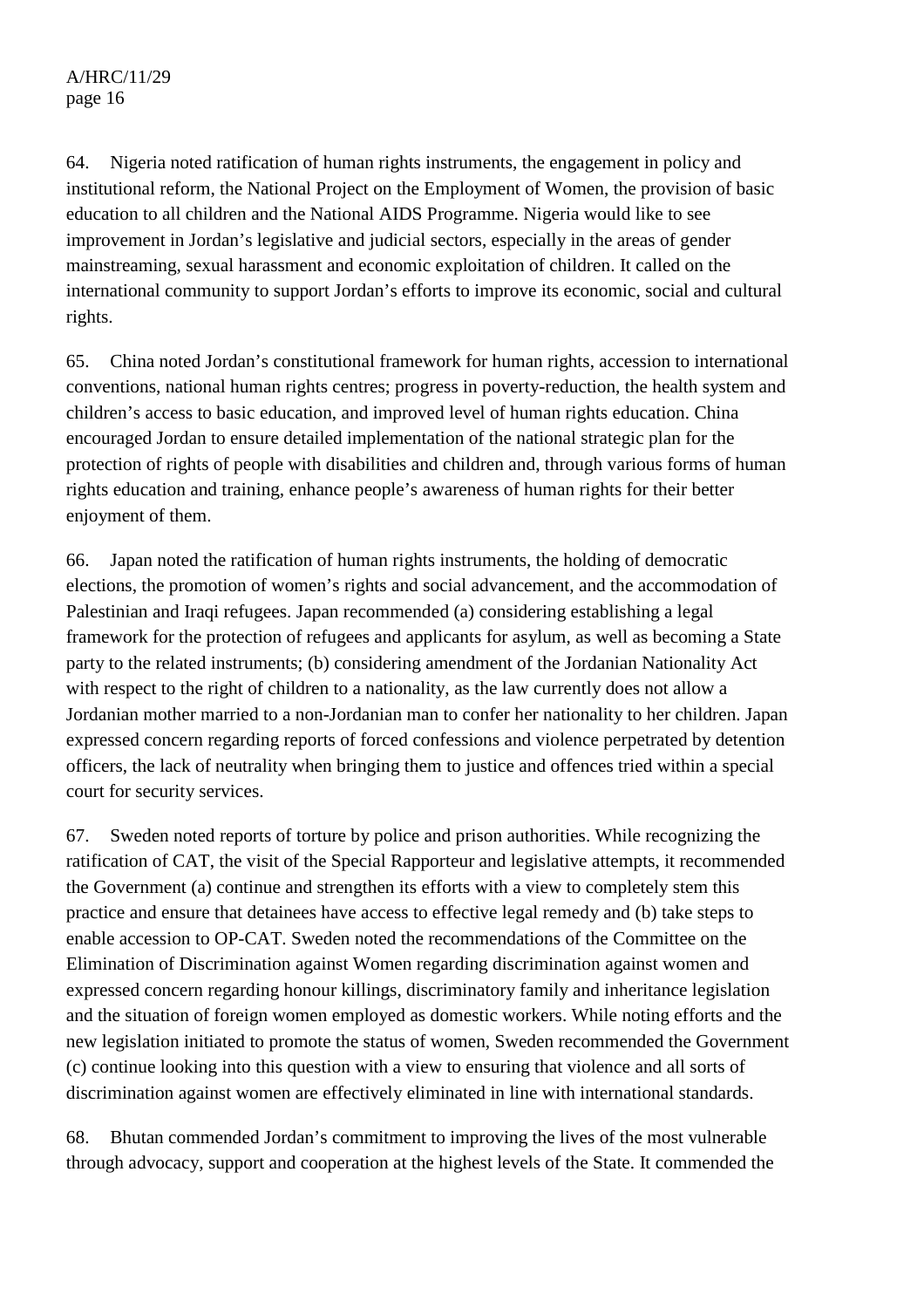64. Nigeria noted ratification of human rights instruments, the engagement in policy and institutional reform, the National Project on the Employment of Women, the provision of basic education to all children and the National AIDS Programme. Nigeria would like to see improvement in Jordan's legislative and judicial sectors, especially in the areas of gender mainstreaming, sexual harassment and economic exploitation of children. It called on the international community to support Jordan's efforts to improve its economic, social and cultural rights.

65. China noted Jordan's constitutional framework for human rights, accession to international conventions, national human rights centres; progress in poverty-reduction, the health system and children's access to basic education, and improved level of human rights education. China encouraged Jordan to ensure detailed implementation of the national strategic plan for the protection of rights of people with disabilities and children and, through various forms of human rights education and training, enhance people's awareness of human rights for their better enjoyment of them.

66. Japan noted the ratification of human rights instruments, the holding of democratic elections, the promotion of women's rights and social advancement, and the accommodation of Palestinian and Iraqi refugees. Japan recommended (a) considering establishing a legal framework for the protection of refugees and applicants for asylum, as well as becoming a State party to the related instruments; (b) considering amendment of the Jordanian Nationality Act with respect to the right of children to a nationality, as the law currently does not allow a Jordanian mother married to a non-Jordanian man to confer her nationality to her children. Japan expressed concern regarding reports of forced confessions and violence perpetrated by detention officers, the lack of neutrality when bringing them to justice and offences tried within a special court for security services.

67. Sweden noted reports of torture by police and prison authorities. While recognizing the ratification of CAT, the visit of the Special Rapporteur and legislative attempts, it recommended the Government (a) continue and strengthen its efforts with a view to completely stem this practice and ensure that detainees have access to effective legal remedy and (b) take steps to enable accession to OP-CAT. Sweden noted the recommendations of the Committee on the Elimination of Discrimination against Women regarding discrimination against women and expressed concern regarding honour killings, discriminatory family and inheritance legislation and the situation of foreign women employed as domestic workers. While noting efforts and the new legislation initiated to promote the status of women, Sweden recommended the Government (c) continue looking into this question with a view to ensuring that violence and all sorts of discrimination against women are effectively eliminated in line with international standards.

68. Bhutan commended Jordan's commitment to improving the lives of the most vulnerable through advocacy, support and cooperation at the highest levels of the State. It commended the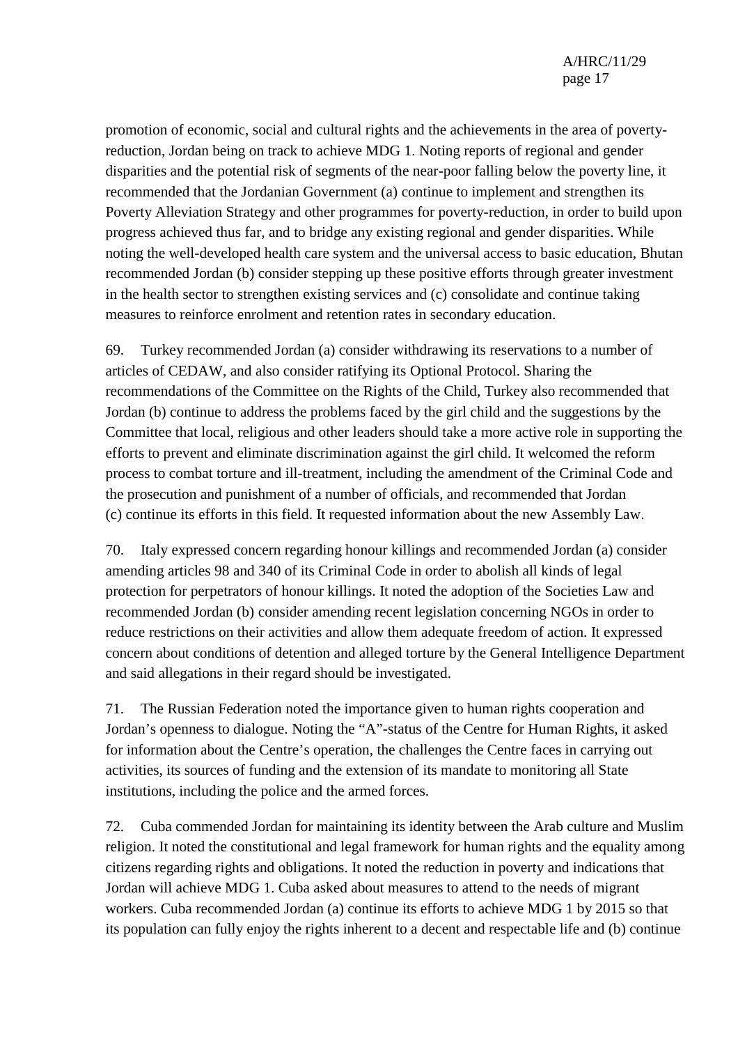promotion of economic, social and cultural rights and the achievements in the area of poverty-reduction, Jordan being on track to achieve MDG 1. Noting reports of regional and gender disparities and the potential risk of segments of the near-poor falling below the poverty line, it recommended that the Jordanian Government (a) continue to implement and strengthen its Poverty Alleviation Strategy and other programmes for poverty-reduction, in order to build upon progress achieved thus far, and to bridge any existing regional and gender disparities. While noting the well-developed health care system and the universal access to basic education, Bhutan recommended Jordan (b) consider stepping up these positive efforts through greater investment in the health sector to strengthen existing services and (c) consolidate and continue taking measures to reinforce enrolment and retention rates in secondary education.

69. Turkey recommended Jordan (a) consider withdrawing its reservations to a number of articles of CEDAW, and also consider ratifying its Optional Protocol. Sharing the recommendations of the Committee on the Rights of the Child, Turkey also recommended that Jordan (b) continue to address the problems faced by the girl child and the suggestions by the Committee that local, religious and other leaders should take a more active role in supporting the efforts to prevent and eliminate discrimination against the girl child. It welcomed the reform process to combat torture and ill-treatment, including the amendment of the Criminal Code and the prosecution and punishment of a number of officials, and recommended that Jordan (c) continue its efforts in this field. It requested information about the new Assembly Law.

70. Italy expressed concern regarding honour killings and recommended Jordan (a) consider amending articles 98 and 340 of its Criminal Code in order to abolish all kinds of legal protection for perpetrators of honour killings. It noted the adoption of the Societies Law and recommended Jordan (b) consider amending recent legislation concerning NGOs in order to reduce restrictions on their activities and allow them adequate freedom of action. It expressed concern about conditions of detention and alleged torture by the General Intelligence Department and said allegations in their regard should be investigated.

71. The Russian Federation noted the importance given to human rights cooperation and Jordan's openness to dialogue. Noting the "A"-status of the Centre for Human Rights, it asked for information about the Centre's operation, the challenges the Centre faces in carrying out activities, its sources of funding and the extension of its mandate to monitoring all State institutions, including the police and the armed forces.

72. Cuba commended Jordan for maintaining its identity between the Arab culture and Muslim religion. It noted the constitutional and legal framework for human rights and the equality among citizens regarding rights and obligations. It noted the reduction in poverty and indications that Jordan will achieve MDG 1. Cuba asked about measures to attend to the needs of migrant workers. Cuba recommended Jordan (a) continue its efforts to achieve MDG 1 by 2015 so that its population can fully enjoy the rights inherent to a decent and respectable life and (b) continue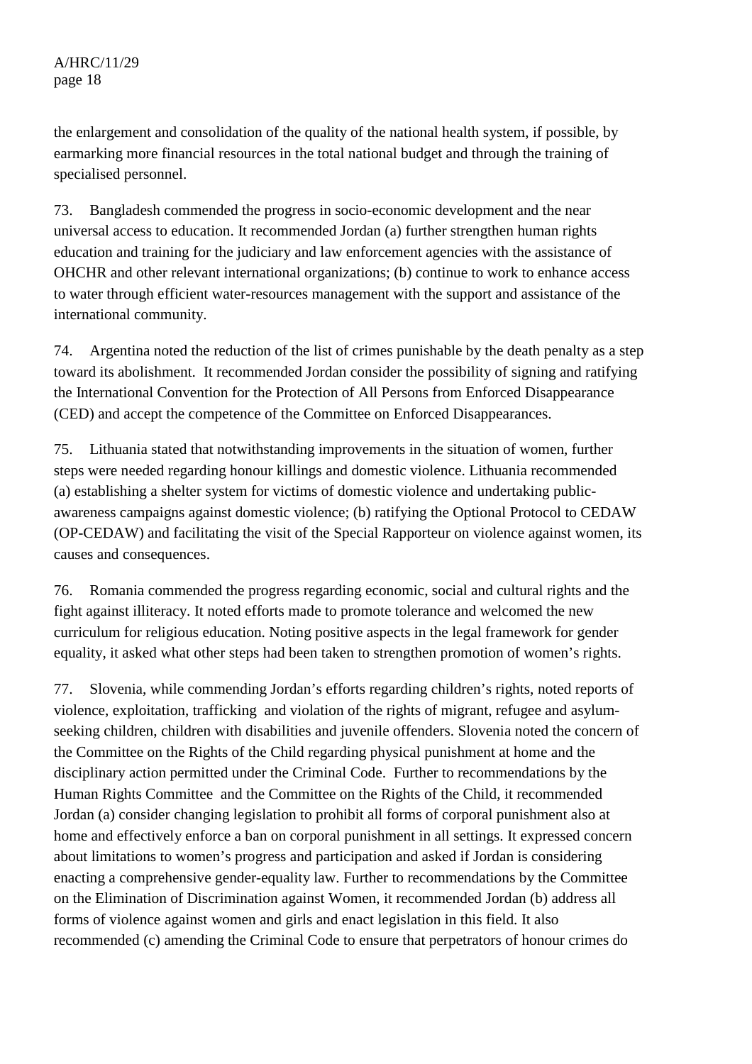the enlargement and consolidation of the quality of the national health system, if possible, by earmarking more financial resources in the total national budget and through the training of specialised personnel.

73. Bangladesh commended the progress in socio-economic development and the near universal access to education. It recommended Jordan (a) further strengthen human rights education and training for the judiciary and law enforcement agencies with the assistance of OHCHR and other relevant international organizations; (b) continue to work to enhance access to water through efficient water-resources management with the support and assistance of the international community.

74. Argentina noted the reduction of the list of crimes punishable by the death penalty as a step toward its abolishment. It recommended Jordan consider the possibility of signing and ratifying the International Convention for the Protection of All Persons from Enforced Disappearance (CED) and accept the competence of the Committee on Enforced Disappearances.

75. Lithuania stated that notwithstanding improvements in the situation of women, further steps were needed regarding honour killings and domestic violence. Lithuania recommended (a) establishing a shelter system for victims of domestic violence and undertaking public-awareness campaigns against domestic violence; (b) ratifying the Optional Protocol to CEDAW (OP-CEDAW) and facilitating the visit of the Special Rapporteur on violence against women, its causes and consequences.

76. Romania commended the progress regarding economic, social and cultural rights and the fight against illiteracy. It noted efforts made to promote tolerance and welcomed the new curriculum for religious education. Noting positive aspects in the legal framework for gender equality, it asked what other steps had been taken to strengthen promotion of women's rights.

77. Slovenia, while commending Jordan's efforts regarding children's rights, noted reports of violence, exploitation, trafficking and violation of the rights of migrant, refugee and asylum-seeking children, children with disabilities and juvenile offenders. Slovenia noted the concern of the Committee on the Rights of the Child regarding physical punishment at home and the disciplinary action permitted under the Criminal Code. Further to recommendations by the Human Rights Committee and the Committee on the Rights of the Child, it recommended Jordan (a) consider changing legislation to prohibit all forms of corporal punishment also at home and effectively enforce a ban on corporal punishment in all settings. It expressed concern about limitations to women's progress and participation and asked if Jordan is considering enacting a comprehensive gender-equality law. Further to recommendations by the Committee on the Elimination of Discrimination against Women, it recommended Jordan (b) address all forms of violence against women and girls and enact legislation in this field. It also recommended (c) amending the Criminal Code to ensure that perpetrators of honour crimes do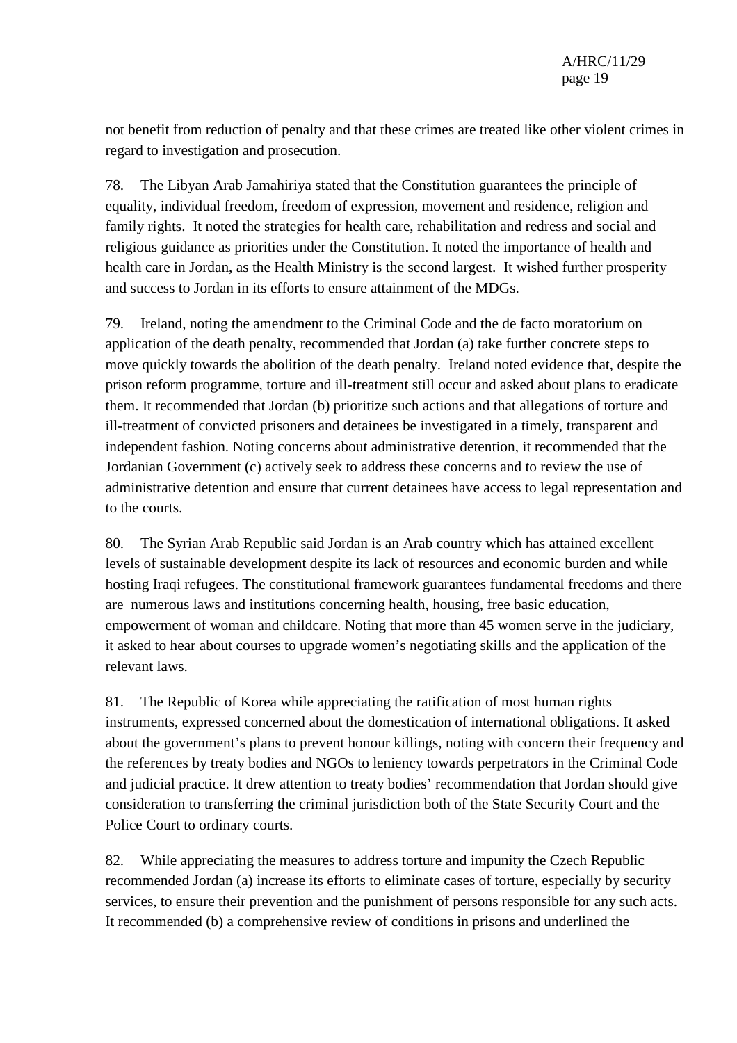not benefit from reduction of penalty and that these crimes are treated like other violent crimes in regard to investigation and prosecution.

78. The Libyan Arab Jamahiriya stated that the Constitution guarantees the principle of equality, individual freedom, freedom of expression, movement and residence, religion and family rights. It noted the strategies for health care, rehabilitation and redress and social and religious guidance as priorities under the Constitution. It noted the importance of health and health care in Jordan, as the Health Ministry is the second largest. It wished further prosperity and success to Jordan in its efforts to ensure attainment of the MDGs.

79. Ireland, noting the amendment to the Criminal Code and the de facto moratorium on application of the death penalty, recommended that Jordan (a) take further concrete steps to move quickly towards the abolition of the death penalty. Ireland noted evidence that, despite the prison reform programme, torture and ill-treatment still occur and asked about plans to eradicate them. It recommended that Jordan (b) prioritize such actions and that allegations of torture and ill-treatment of convicted prisoners and detainees be investigated in a timely, transparent and independent fashion. Noting concerns about administrative detention, it recommended that the Jordanian Government (c) actively seek to address these concerns and to review the use of administrative detention and ensure that current detainees have access to legal representation and to the courts.

80. The Syrian Arab Republic said Jordan is an Arab country which has attained excellent levels of sustainable development despite its lack of resources and economic burden and while hosting Iraqi refugees. The constitutional framework guarantees fundamental freedoms and there are numerous laws and institutions concerning health, housing, free basic education, empowerment of woman and childcare. Noting that more than 45 women serve in the judiciary, it asked to hear about courses to upgrade women's negotiating skills and the application of the relevant laws.

81. The Republic of Korea while appreciating the ratification of most human rights instruments, expressed concerned about the domestication of international obligations. It asked about the government's plans to prevent honour killings, noting with concern their frequency and the references by treaty bodies and NGOs to leniency towards perpetrators in the Criminal Code and judicial practice. It drew attention to treaty bodies' recommendation that Jordan should give consideration to transferring the criminal jurisdiction both of the State Security Court and the Police Court to ordinary courts.

82. While appreciating the measures to address torture and impunity the Czech Republic recommended Jordan (a) increase its efforts to eliminate cases of torture, especially by security services, to ensure their prevention and the punishment of persons responsible for any such acts. It recommended (b) a comprehensive review of conditions in prisons and underlined the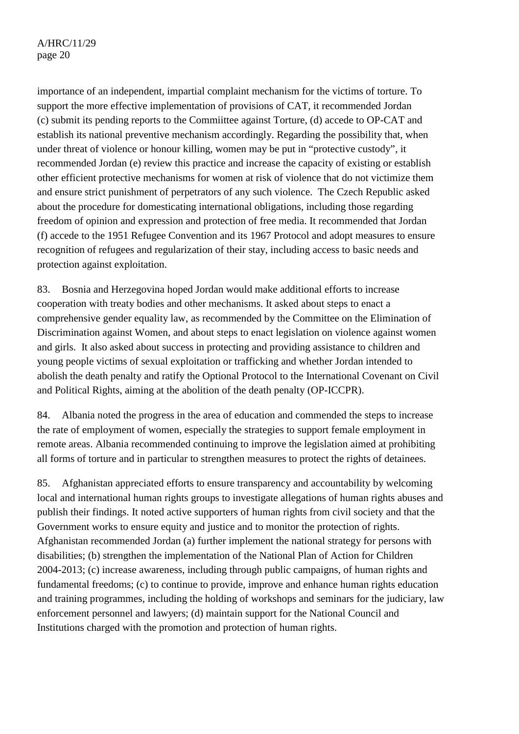importance of an independent, impartial complaint mechanism for the victims of torture. To support the more effective implementation of provisions of CAT, it recommended Jordan (c) submit its pending reports to the Commiittee against Torture, (d) accede to OP-CAT and establish its national preventive mechanism accordingly. Regarding the possibility that, when under threat of violence or honour killing, women may be put in "protective custody", it recommended Jordan (e) review this practice and increase the capacity of existing or establish other efficient protective mechanisms for women at risk of violence that do not victimize them and ensure strict punishment of perpetrators of any such violence. The Czech Republic asked about the procedure for domesticating international obligations, including those regarding freedom of opinion and expression and protection of free media. It recommended that Jordan (f) accede to the 1951 Refugee Convention and its 1967 Protocol and adopt measures to ensure recognition of refugees and regularization of their stay, including access to basic needs and protection against exploitation.

83. Bosnia and Herzegovina hoped Jordan would make additional efforts to increase cooperation with treaty bodies and other mechanisms. It asked about steps to enact a comprehensive gender equality law, as recommended by the Committee on the Elimination of Discrimination against Women, and about steps to enact legislation on violence against women and girls. It also asked about success in protecting and providing assistance to children and young people victims of sexual exploitation or trafficking and whether Jordan intended to abolish the death penalty and ratify the Optional Protocol to the International Covenant on Civil and Political Rights, aiming at the abolition of the death penalty (OP-ICCPR).

84. Albania noted the progress in the area of education and commended the steps to increase the rate of employment of women, especially the strategies to support female employment in remote areas. Albania recommended continuing to improve the legislation aimed at prohibiting all forms of torture and in particular to strengthen measures to protect the rights of detainees.

85. Afghanistan appreciated efforts to ensure transparency and accountability by welcoming local and international human rights groups to investigate allegations of human rights abuses and publish their findings. It noted active supporters of human rights from civil society and that the Government works to ensure equity and justice and to monitor the protection of rights. Afghanistan recommended Jordan (a) further implement the national strategy for persons with disabilities; (b) strengthen the implementation of the National Plan of Action for Children 2004-2013; (c) increase awareness, including through public campaigns, of human rights and fundamental freedoms; (c) to continue to provide, improve and enhance human rights education and training programmes, including the holding of workshops and seminars for the judiciary, law enforcement personnel and lawyers; (d) maintain support for the National Council and Institutions charged with the promotion and protection of human rights.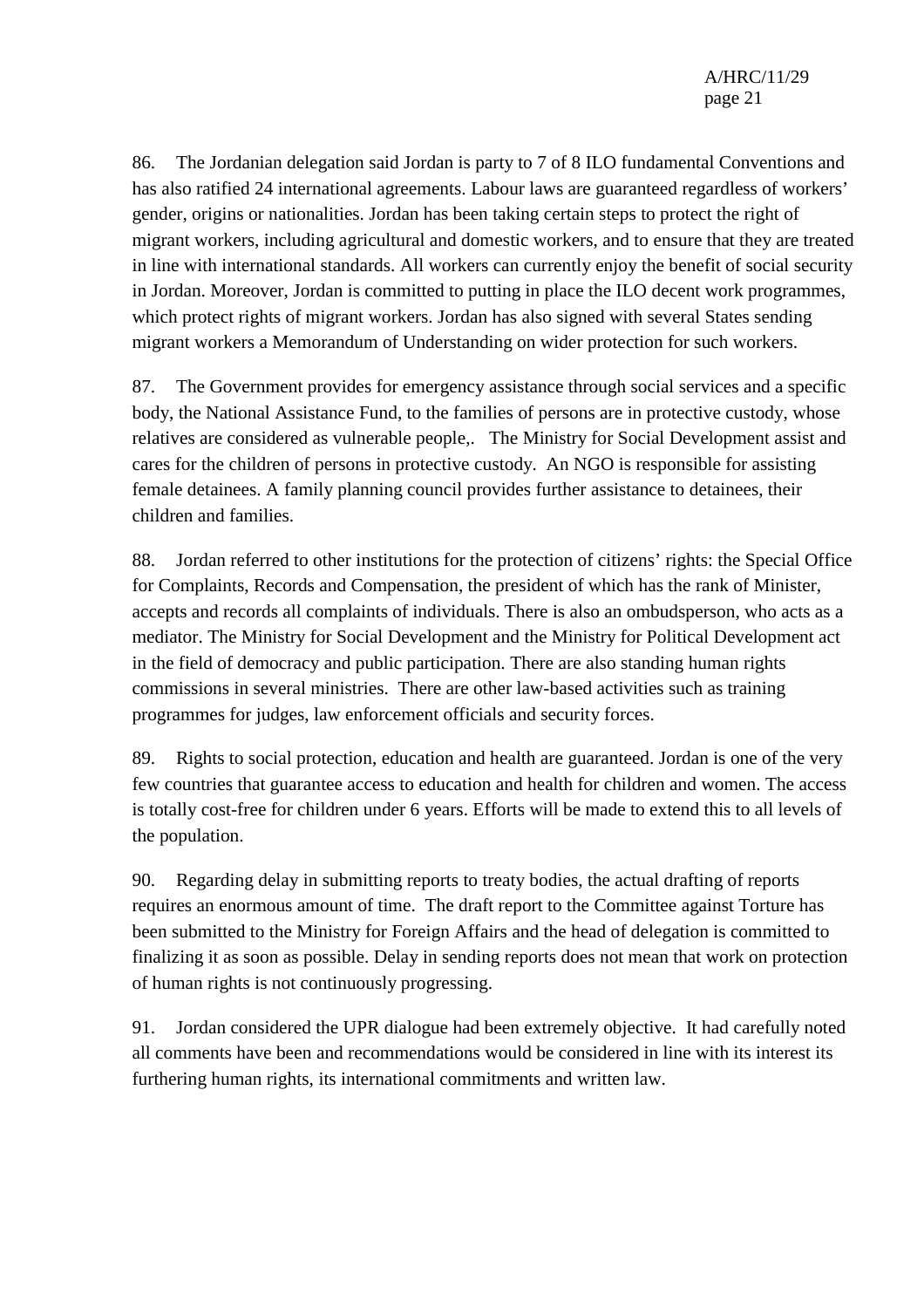86. The Jordanian delegation said Jordan is party to 7 of 8 ILO fundamental Conventions and has also ratified 24 international agreements. Labour laws are guaranteed regardless of workers' gender, origins or nationalities. Jordan has been taking certain steps to protect the right of migrant workers, including agricultural and domestic workers, and to ensure that they are treated in line with international standards. All workers can currently enjoy the benefit of social security in Jordan. Moreover, Jordan is committed to putting in place the ILO decent work programmes, which protect rights of migrant workers. Jordan has also signed with several States sending migrant workers a Memorandum of Understanding on wider protection for such workers.

87. The Government provides for emergency assistance through social services and a specific body, the National Assistance Fund, to the families of persons are in protective custody, whose relatives are considered as vulnerable people,. The Ministry for Social Development assist and cares for the children of persons in protective custody. An NGO is responsible for assisting female detainees. A family planning council provides further assistance to detainees, their children and families.

88. Jordan referred to other institutions for the protection of citizens' rights: the Special Office for Complaints, Records and Compensation, the president of which has the rank of Minister, accepts and records all complaints of individuals. There is also an ombudsperson, who acts as a mediator. The Ministry for Social Development and the Ministry for Political Development act in the field of democracy and public participation. There are also standing human rights commissions in several ministries. There are other law-based activities such as training programmes for judges, law enforcement officials and security forces.

89. Rights to social protection, education and health are guaranteed. Jordan is one of the very few countries that guarantee access to education and health for children and women. The access is totally cost-free for children under 6 years. Efforts will be made to extend this to all levels of the population.

90. Regarding delay in submitting reports to treaty bodies, the actual drafting of reports requires an enormous amount of time. The draft report to the Committee against Torture has been submitted to the Ministry for Foreign Affairs and the head of delegation is committed to finalizing it as soon as possible. Delay in sending reports does not mean that work on protection of human rights is not continuously progressing.

91. Jordan considered the UPR dialogue had been extremely objective. It had carefully noted all comments have been and recommendations would be considered in line with its interest its furthering human rights, its international commitments and written law.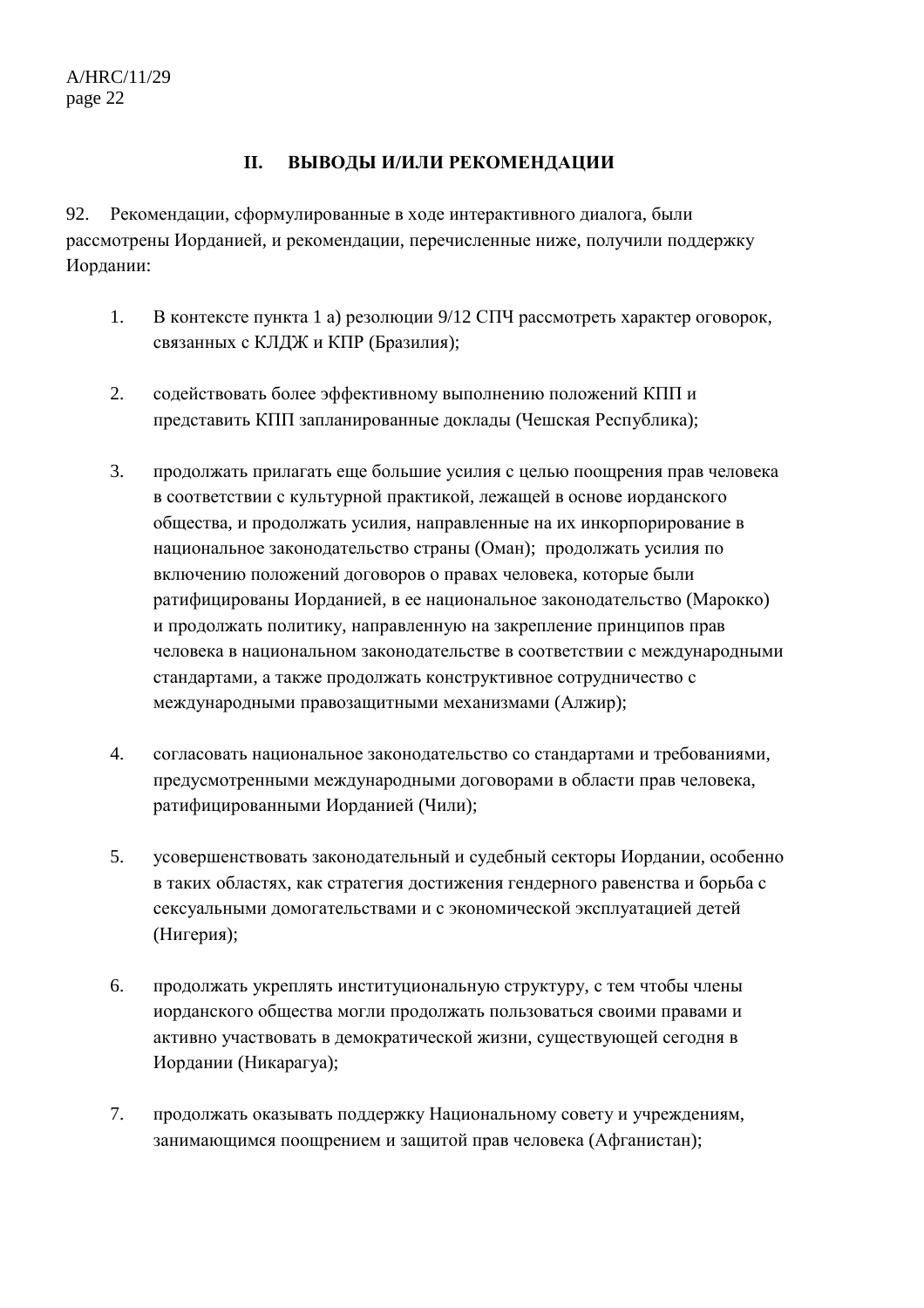## II. ВЫВОДЫ И/ИЛИ РЕКОМЕНДАЦИИ

92. Рекомендации, сформулированные в ходе интерактивного диалога, были рассмотрены Иорданией, и рекомендации, перечисленные ниже, получили поддержку Иордании:

1. В контексте пункта 1 а) резолюции 9/12 СПЧ рассмотреть характер оговорок, связанных с КЛДЖ и КПР (Бразилия);

2. содействовать более эффективному выполнению положений КПП и представить КПП запланированные доклады (Чешская Республика);

3. продолжать прилагать еще большие усилия с целью поощрения прав человека в соответствии с культурной практикой, лежащей в основе иорданского общества, и продолжать усилия, направленные на их инкорпорирование в национальное законодательство страны (Оман); продолжать усилия по включению положений договоров о правах человека, которые были ратифицированы Иорданией, в ее национальное законодательство (Марокко) и продолжать политику, направленную на закрепление принципов прав человека в национальном законодательстве в соответствии с международными стандартами, а также продолжать конструктивное сотрудничество с международными правозащитными механизмами (Алжир);

4. согласовать национальное законодательство со стандартами и требованиями, предусмотренными международными договорами в области прав человека, ратифицированными Иорданией (Чили);

5. усовершенствовать законодательный и судебный секторы Иордании, особенно в таких областях, как стратегия достижения гендерного равенства и борьба с сексуальными домогательствами и с экономической эксплуатацией детей (Нигерия);

6. продолжать укреплять институциональную структуру, с тем чтобы члены иорданского общества могли продолжать пользоваться своими правами и активно участвовать в демократической жизни, существующей сегодня в Иордании (Никарагуа);

7. продолжать оказывать поддержку Национальному совету и учреждениям, занимающимся поощрением и защитой прав человека (Афганистан);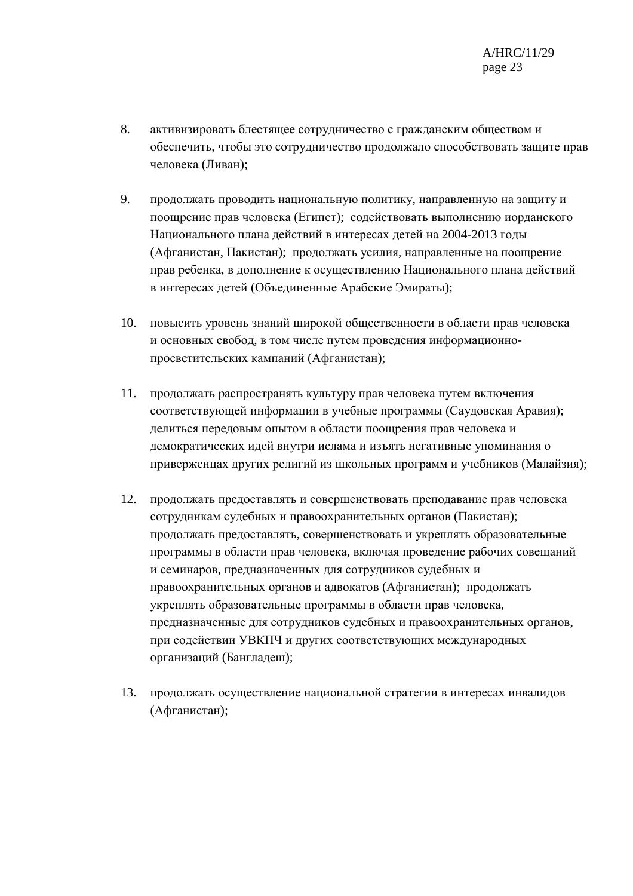8. активизировать блестящее сотрудничество с гражданским обществом и обеспечить, чтобы это сотрудничество продолжало способствовать защите прав человека (Ливан);

9. продолжать проводить национальную политику, направленную на защиту и поощрение прав человека (Египет); содействовать выполнению иорданского Национального плана действий в интересах детей на 2004-2013 годы (Афганистан, Пакистан); продолжать усилия, направленные на поощрение прав ребенка, в дополнение к осуществлению Национального плана действий в интересах детей (Объединенные Арабские Эмираты);

10. повысить уровень знаний широкой общественности в области прав человека и основных свобод, в том числе путем проведения информационно-просветительских кампаний (Афганистан);

11. продолжать распространять культуру прав человека путем включения соответствующей информации в учебные программы (Саудовская Аравия); делиться передовым опытом в области поощрения прав человека и демократических идей внутри ислама и изъять негативные упоминания о приверженцах других религий из школьных программ и учебников (Малайзия);

12. продолжать предоставлять и совершенствовать преподавание прав человека сотрудникам судебных и правоохранительных органов (Пакистан); продолжать предоставлять, совершенствовать и укреплять образовательные программы в области прав человека, включая проведение рабочих совещаний и семинаров, предназначенных для сотрудников судебных и правоохранительных органов и адвокатов (Афганистан); продолжать укреплять образовательные программы в области прав человека, предназначенные для сотрудников судебных и правоохранительных органов, при содействии УВКПЧ и других соответствующих международных организаций (Бангладеш);

13. продолжать осуществление национальной стратегии в интересах инвалидов (Афганистан);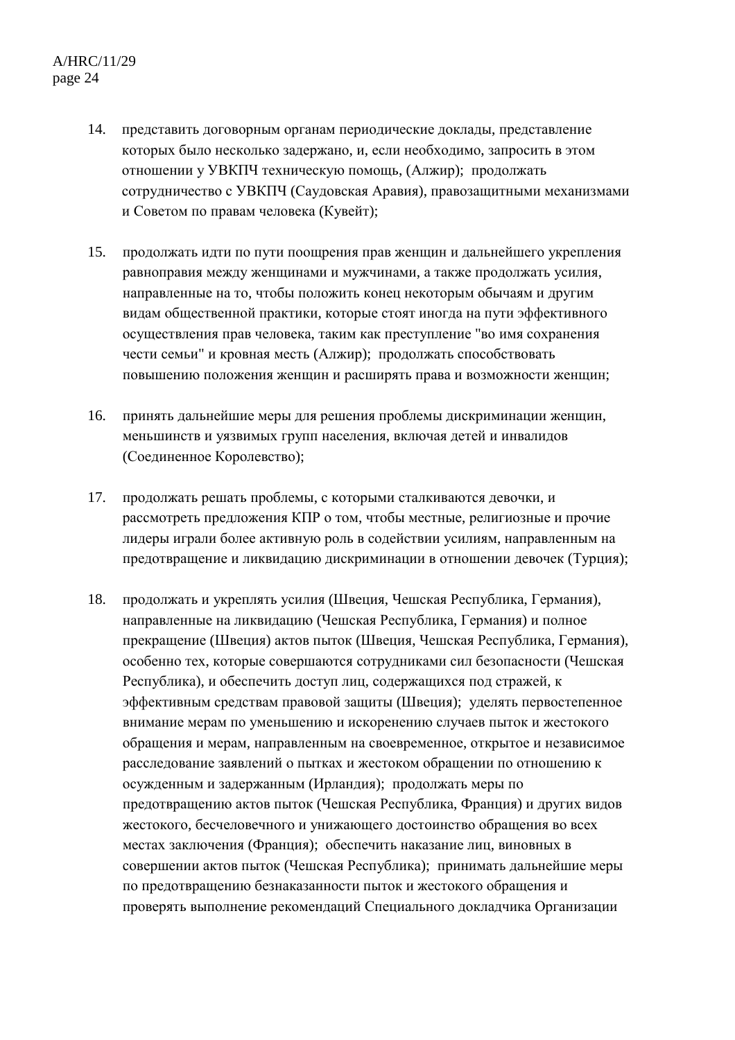14. представить договорным органам периодические доклады, представление которых было несколько задержано, и, если необходимо, запросить в этом отношении у УВКПЧ техническую помощь, (Алжир); продолжать сотрудничество с УВКПЧ (Саудовская Аравия), правозащитными механизмами и Советом по правам человека (Кувейт);

15. продолжать идти по пути поощрения прав женщин и дальнейшего укрепления равноправия между женщинами и мужчинами, а также продолжать усилия, направленные на то, чтобы положить конец некоторым обычаям и другим видам общественной практики, которые стоят иногда на пути эффективного осуществления прав человека, таким как преступление "во имя сохранения чести семьи" и кровная месть (Алжир); продолжать способствовать повышению положения женщин и расширять права и возможности женщин;

16. принять дальнейшие меры для решения проблемы дискриминации женщин, меньшинств и уязвимых групп населения, включая детей и инвалидов (Соединенное Королевство);

17. продолжать решать проблемы, с которыми сталкиваются девочки, и рассмотреть предложения КПР о том, чтобы местные, религиозные и прочие лидеры играли более активную роль в содействии усилиям, направленным на предотвращение и ликвидацию дискриминации в отношении девочек (Турция);

18. продолжать и укреплять усилия (Швеция, Чешская Республика, Германия), направленные на ликвидацию (Чешская Республика, Германия) и полное прекращение (Швеция) актов пыток (Швеция, Чешская Республика, Германия), особенно тех, которые совершаются сотрудниками сил безопасности (Чешская Республика), и обеспечить доступ лиц, содержащихся под стражей, к эффективным средствам правовой защиты (Швеция); уделять первостепенное внимание мерам по уменьшению и искоренению случаев пыток и жестокого обращения и мерам, направленным на своевременное, открытое и независимое расследование заявлений о пытках и жестоком обращении по отношению к осужденным и задержанным (Ирландия); продолжать меры по предотвращению актов пыток (Чешская Республика, Франция) и других видов жестокого, бесчеловечного и унижающего достоинство обращения во всех местах заключения (Франция); обеспечить наказание лиц, виновных в совершении актов пыток (Чешская Республика); принимать дальнейшие меры по предотвращению безнаказанности пыток и жестокого обращения и проверять выполнение рекомендаций Специального докладчика Организации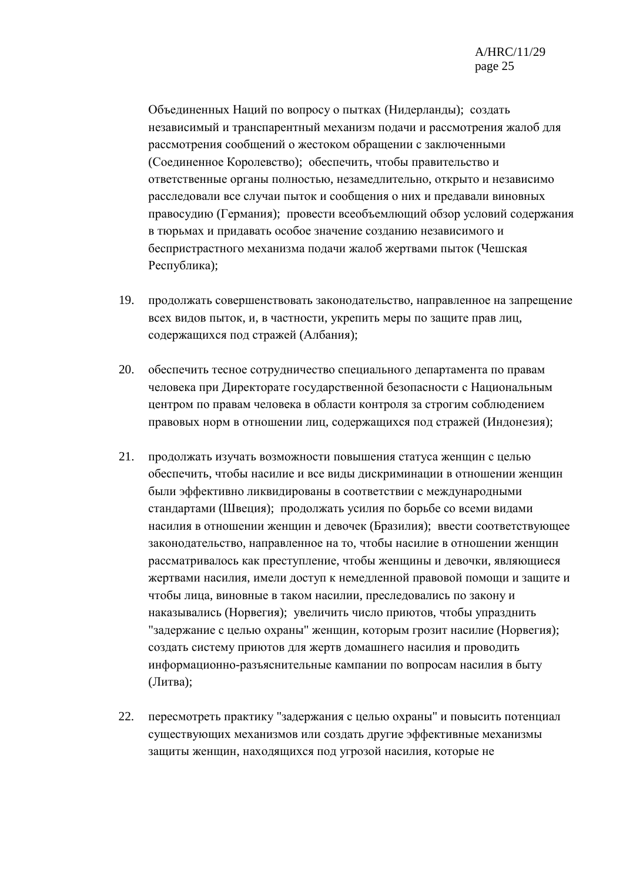Объединенных Наций по вопросу о пытках (Нидерланды); создать независимый и транспарентный механизм подачи и рассмотрения жалоб для рассмотрения сообщений о жестоком обращении с заключенными (Соединенное Королевство); обеспечить, чтобы правительство и ответственные органы полностью, незамедлительно, открыто и независимо расследовали все случаи пыток и сообщения о них и предавали виновных правосудию (Германия); провести всеобъемлющий обзор условий содержания в тюрьмах и придавать особое значение созданию независимого и беспристрастного механизма подачи жалоб жертвами пыток (Чешская Республика);

19. продолжать совершенствовать законодательство, направленное на запрещение всех видов пыток, и, в частности, укрепить меры по защите прав лиц, содержащихся под стражей (Албания);

20. обеспечить тесное сотрудничество специального департамента по правам человека при Директорате государственной безопасности с Национальным центром по правам человека в области контроля за строгим соблюдением правовых норм в отношении лиц, содержащихся под стражей (Индонезия);

21. продолжать изучать возможности повышения статуса женщин с целью обеспечить, чтобы насилие и все виды дискриминации в отношении женщин были эффективно ликвидированы в соответствии с международными стандартами (Швеция); продолжать усилия по борьбе со всеми видами насилия в отношении женщин и девочек (Бразилия); ввести соответствующее законодательство, направленное на то, чтобы насилие в отношении женщин рассматривалось как преступление, чтобы женщины и девочки, являющиеся жертвами насилия, имели доступ к немедленной правовой помощи и защите и чтобы лица, виновные в таком насилии, преследовались по закону и наказывались (Норвегия); увеличить число приютов, чтобы упразднить "задержание с целью охраны" женщин, которым грозит насилие (Норвегия); создать систему приютов для жертв домашнего насилия и проводить информационно-разъяснительные кампании по вопросам насилия в быту (Литва);

22. пересмотреть практику "задержания с целью охраны" и повысить потенциал существующих механизмов или создать другие эффективные механизмы защиты женщин, находящихся под угрозой насилия, которые не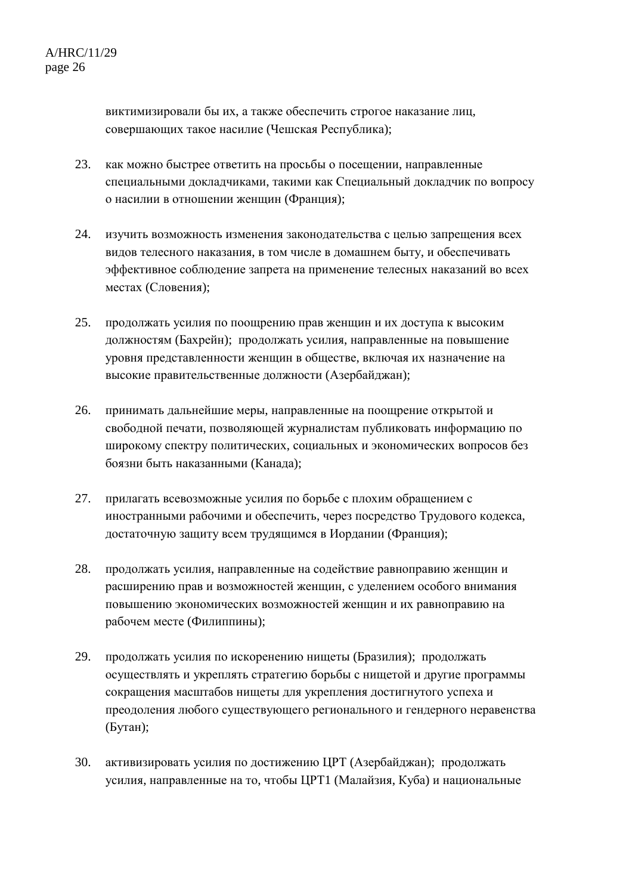виктимизировали бы их, а также обеспечить строгое наказание лиц, совершающих такое насилие (Чешская Республика);

23. как можно быстрее ответить на просьбы о посещении, направленные специальными докладчиками, такими как Специальный докладчик по вопросу о насилии в отношении женщин (Франция);

24. изучить возможность изменения законодательства с целью запрещения всех видов телесного наказания, в том числе в домашнем быту, и обеспечивать эффективное соблюдение запрета на применение телесных наказаний во всех местах (Словения);

25. продолжать усилия по поощрению прав женщин и их доступа к высоким должностям (Бахрейн); продолжать усилия, направленные на повышение уровня представленности женщин в обществе, включая их назначение на высокие правительственные должности (Азербайджан);

26. принимать дальнейшие меры, направленные на поощрение открытой и свободной печати, позволяющей журналистам публиковать информацию по широкому спектру политических, социальных и экономических вопросов без боязни быть наказанными (Канада);

27. прилагать всевозможные усилия по борьбе с плохим обращением с иностранными рабочими и обеспечить, через посредство Трудового кодекса, достаточную защиту всем трудящимся в Иордании (Франция);

28. продолжать усилия, направленные на содействие равноправию женщин и расширению прав и возможностей женщин, с уделением особого внимания повышению экономических возможностей женщин и их равноправию на рабочем месте (Филиппины);

29. продолжать усилия по искоренению нищеты (Бразилия); продолжать осуществлять и укреплять стратегию борьбы с нищетой и другие программы сокращения масштабов нищеты для укрепления достигнутого успеха и преодоления любого существующего регионального и гендерного неравенства (Бутан);

30. активизировать усилия по достижению ЦРТ (Азербайджан); продолжать усилия, направленные на то, чтобы ЦРТ1 (Малайзия, Куба) и национальные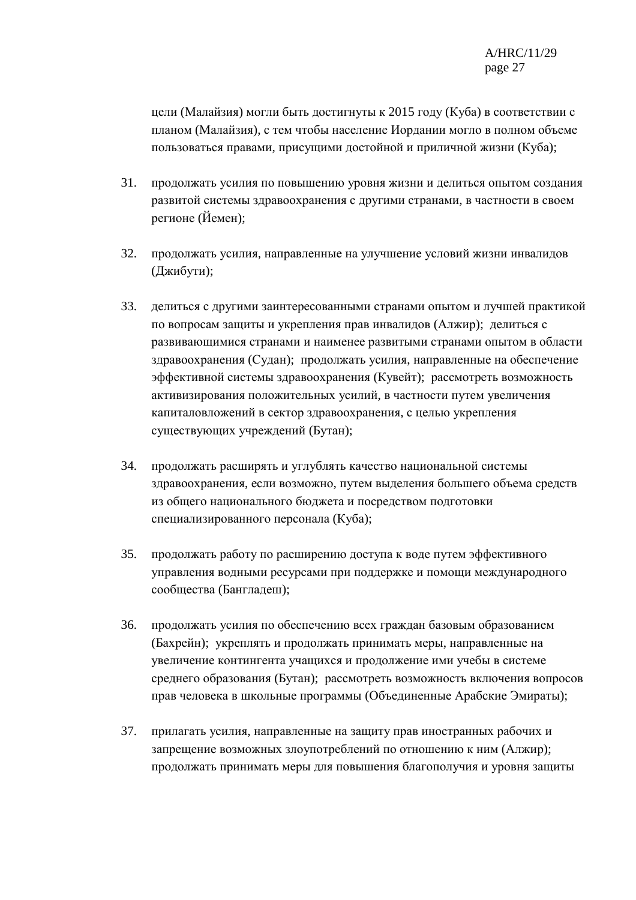цели (Малайзия) могли быть достигнуты к 2015 году (Куба) в соответствии с планом (Малайзия), с тем чтобы население Иордании могло в полном объеме пользоваться правами, присущими достойной и приличной жизни (Куба);

31. продолжать усилия по повышению уровня жизни и делиться опытом создания развитой системы здравоохранения с другими странами, в частности в своем регионе (Йемен);

32. продолжать усилия, направленные на улучшение условий жизни инвалидов (Джибути);

33. делиться с другими заинтересованными странами опытом и лучшей практикой по вопросам защиты и укрепления прав инвалидов (Алжир); делиться с развивающимися странами и наименее развитыми странами опытом в области здравоохранения (Судан); продолжать усилия, направленные на обеспечение эффективной системы здравоохранения (Кувейт); рассмотреть возможность активизирования положительных усилий, в частности путем увеличения капиталовложений в сектор здравоохранения, с целью укрепления существующих учреждений (Бутан);

34. продолжать расширять и углублять качество национальной системы здравоохранения, если возможно, путем выделения большего объема средств из общего национального бюджета и посредством подготовки специализированного персонала (Куба);

35. продолжать работу по расширению доступа к воде путем эффективного управления водными ресурсами при поддержке и помощи международного сообщества (Бангладеш);

36. продолжать усилия по обеспечению всех граждан базовым образованием (Бахрейн); укреплять и продолжать принимать меры, направленные на увеличение контингента учащихся и продолжение ими учебы в системе среднего образования (Бутан); рассмотреть возможность включения вопросов прав человека в школьные программы (Объединенные Арабские Эмираты);

37. прилагать усилия, направленные на защиту прав иностранных рабочих и запрещение возможных злоупотреблений по отношению к ним (Алжир); продолжать принимать меры для повышения благополучия и уровня защиты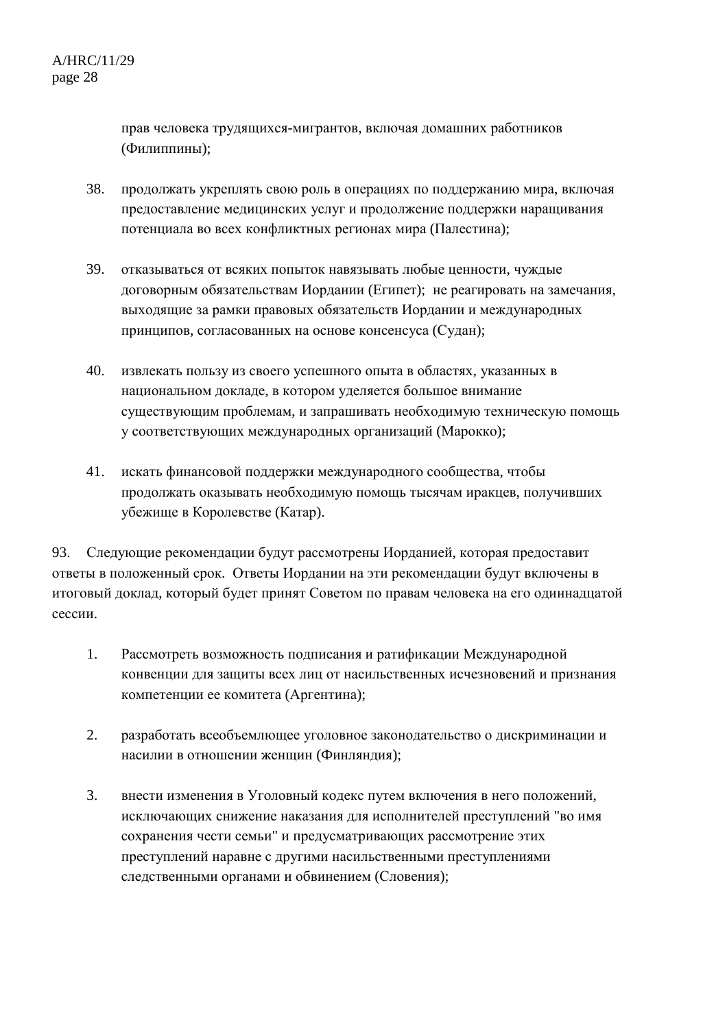прав человека трудящихся-мигрантов, включая домашних работников (Филиппины);

38. продолжать укреплять свою роль в операциях по поддержанию мира, включая предоставление медицинских услуг и продолжение поддержки наращивания потенциала во всех конфликтных регионах мира (Палестина);

39. отказываться от всяких попыток навязывать любые ценности, чуждые договорным обязательствам Иордании (Египет); не реагировать на замечания, выходящие за рамки правовых обязательств Иордании и международных принципов, согласованных на основе консенсуса (Судан);

40. извлекать пользу из своего успешного опыта в областях, указанных в национальном докладе, в котором уделяется большое внимание существующим проблемам, и запрашивать необходимую техническую помощь у соответствующих международных организаций (Марокко);

41. искать финансовой поддержки международного сообщества, чтобы продолжать оказывать необходимую помощь тысячам иракцев, получивших убежище в Королевстве (Катар).

93. Следующие рекомендации будут рассмотрены Иорданией, которая предоставит ответы в положенный срок. Ответы Иордании на эти рекомендации будут включены в итоговый доклад, который будет принят Советом по правам человека на его одиннадцатой сессии.

1. Рассмотреть возможность подписания и ратификации Международной конвенции для защиты всех лиц от насильственных исчезновений и признания компетенции ее комитета (Аргентина);

2. разработать всеобъемлющее уголовное законодательство о дискриминации и насилии в отношении женщин (Финляндия);

3. внести изменения в Уголовный кодекс путем включения в него положений, исключающих снижение наказания для исполнителей преступлений "во имя сохранения чести семьи" и предусматривающих рассмотрение этих преступлений наравне с другими насильственными преступлениями следственными органами и обвинением (Словения);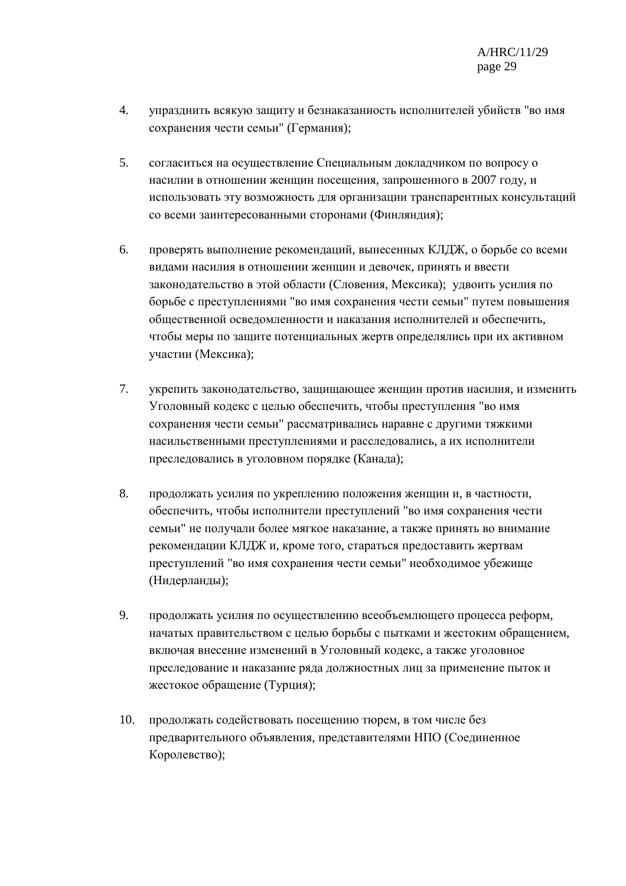4. упразднить всякую защиту и безнаказанность исполнителей убийств "во имя сохранения чести семьи" (Германия);

5. согласиться на осуществление Специальным докладчиком по вопросу о насилии в отношении женщин посещения, запрошенного в 2007 году, и использовать эту возможность для организации транспарентных консультаций со всеми заинтересованными сторонами (Финляндия);

6. проверять выполнение рекомендаций, вынесенных КЛДЖ, о борьбе со всеми видами насилия в отношении женщин и девочек, принять и ввести законодательство в этой области (Словения, Мексика); удвоить усилия по борьбе с преступлениями "во имя сохранения чести семьи" путем повышения общественной осведомленности и наказания исполнителей и обеспечить, чтобы меры по защите потенциальных жертв определялись при их активном участии (Мексика);

7. укрепить законодательство, защищающее женщин против насилия, и изменить Уголовный кодекс с целью обеспечить, чтобы преступления "во имя сохранения чести семьи" рассматривались наравне с другими тяжкими насильственными преступлениями и расследовались, а их исполнители преследовались в уголовном порядке (Канада);

8. продолжать усилия по укреплению положения женщин и, в частности, обеспечить, чтобы исполнители преступлений "во имя сохранения чести семьи" не получали более мягкое наказание, а также принять во внимание рекомендации КЛДЖ и, кроме того, стараться предоставить жертвам преступлений "во имя сохранения чести семьи" необходимое убежище (Нидерланды);

9. продолжать усилия по осуществлению всеобъемлющего процесса реформ, начатых правительством с целью борьбы с пытками и жестоким обращением, включая внесение изменений в Уголовный кодекс, а также уголовное преследование и наказание ряда должностных лиц за применение пыток и жестокое обращение (Турция);

10. продолжать содействовать посещению тюрем, в том числе без предварительного объявления, представителями НПО (Соединенное Королевство);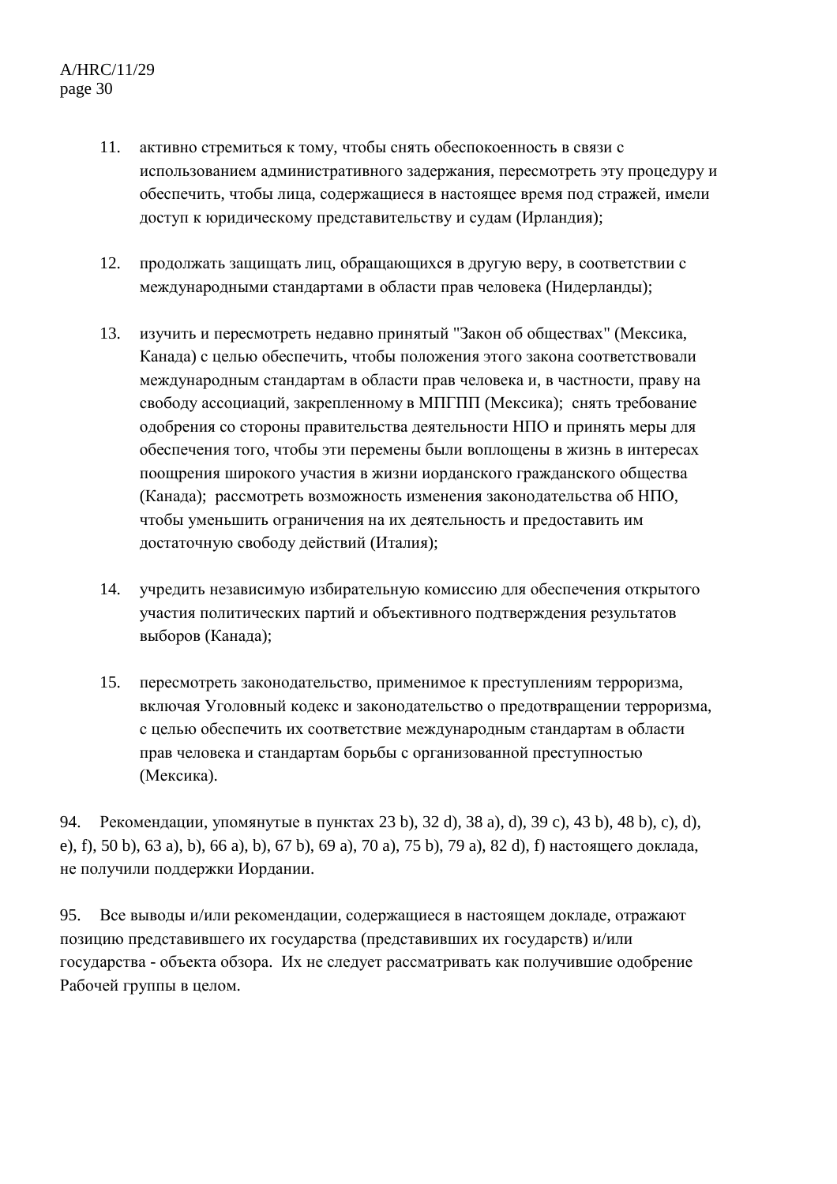11. активно стремиться к тому, чтобы снять обеспокоенность в связи с использованием административного задержания, пересмотреть эту процедуру и обеспечить, чтобы лица, содержащиеся в настоящее время под стражей, имели доступ к юридическому представительству и судам (Ирландия);

12. продолжать защищать лиц, обращающихся в другую веру, в соответствии с международными стандартами в области прав человека (Нидерланды);

13. изучить и пересмотреть недавно принятый "Закон об обществах" (Мексика, Канада) с целью обеспечить, чтобы положения этого закона соответствовали международным стандартам в области прав человека и, в частности, праву на свободу ассоциаций, закрепленному в МПГПП (Мексика); снять требование одобрения со стороны правительства деятельности НПО и принять меры для обеспечения того, чтобы эти перемены были воплощены в жизнь в интересах поощрения широкого участия в жизни иорданского гражданского общества (Канада); рассмотреть возможность изменения законодательства об НПО, чтобы уменьшить ограничения на их деятельность и предоставить им достаточную свободу действий (Италия);

14. учредить независимую избирательную комиссию для обеспечения открытого участия политических партий и объективного подтверждения результатов выборов (Канада);

15. пересмотреть законодательство, применимое к преступлениям терроризма, включая Уголовный кодекс и законодательство о предотвращении терроризма, с целью обеспечить их соответствие международным стандартам в области прав человека и стандартам борьбы с организованной преступностью (Мексика).

94. Рекомендации, упомянутые в пунктах 23 b), 32 d), 38 a), d), 39 c), 43 b), 48 b), c), d), e), f), 50 b), 63 a), b), 66 a), b), 67 b), 69 a), 70 a), 75 b), 79 a), 82 d), f) настоящего доклада, не получили поддержки Иордании.

95. Все выводы и/или рекомендации, содержащиеся в настоящем докладе, отражают позицию представившего их государства (представивших их государств) и/или государства - объекта обзора. Их не следует рассматривать как получившие одобрение Рабочей группы в целом.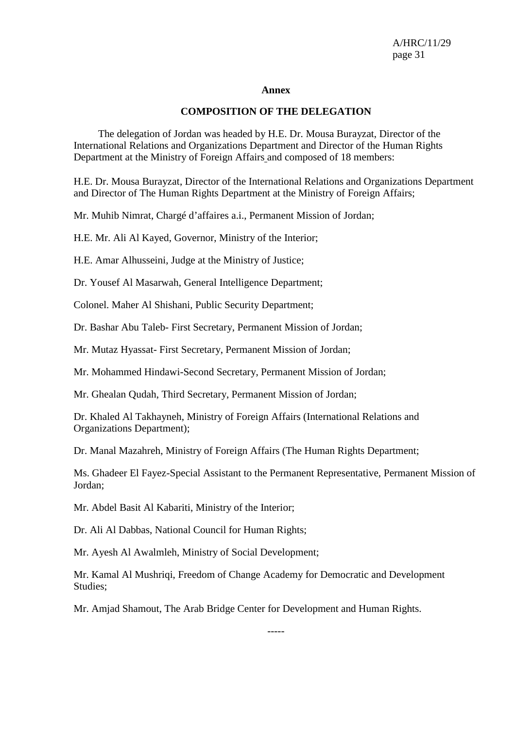**Annex**

**COMPOSITION OF THE DELEGATION**

The delegation of Jordan was headed by H.E. Dr. Mousa Burayzat, Director of the International Relations and Organizations Department and Director of the Human Rights Department at the Ministry of Foreign Affairs and composed of 18 members:

H.E. Dr. Mousa Burayzat, Director of the International Relations and Organizations Department and Director of The Human Rights Department at the Ministry of Foreign Affairs;

Mr. Muhib Nimrat, Chargé d'affaires a.i., Permanent Mission of Jordan;

H.E. Mr. Ali Al Kayed, Governor, Ministry of the Interior;

H.E. Amar Alhusseini, Judge at the Ministry of Justice;

Dr. Yousef Al Masarwah, General Intelligence Department;

Colonel. Maher Al Shishani, Public Security Department;

Dr. Bashar Abu Taleb- First Secretary, Permanent Mission of Jordan;

Mr. Mutaz Hyassat- First Secretary, Permanent Mission of Jordan;

Mr. Mohammed Hindawi-Second Secretary, Permanent Mission of Jordan;

Mr. Ghealan Qudah, Third Secretary, Permanent Mission of Jordan;

Dr. Khaled Al Takhayneh, Ministry of Foreign Affairs (International Relations and Organizations Department);

Dr. Manal Mazahreh, Ministry of Foreign Affairs (The Human Rights Department;

Ms. Ghadeer El Fayez-Special Assistant to the Permanent Representative, Permanent Mission of Jordan;

Mr. Abdel Basit Al Kabariti, Ministry of the Interior;

Dr. Ali Al Dabbas, National Council for Human Rights;

Mr. Ayesh Al Awalmleh, Ministry of Social Development;

Mr. Kamal Al Mushriqi, Freedom of Change Academy for Democratic and Development Studies;

Mr. Amjad Shamout, The Arab Bridge Center for Development and Human Rights.

-----